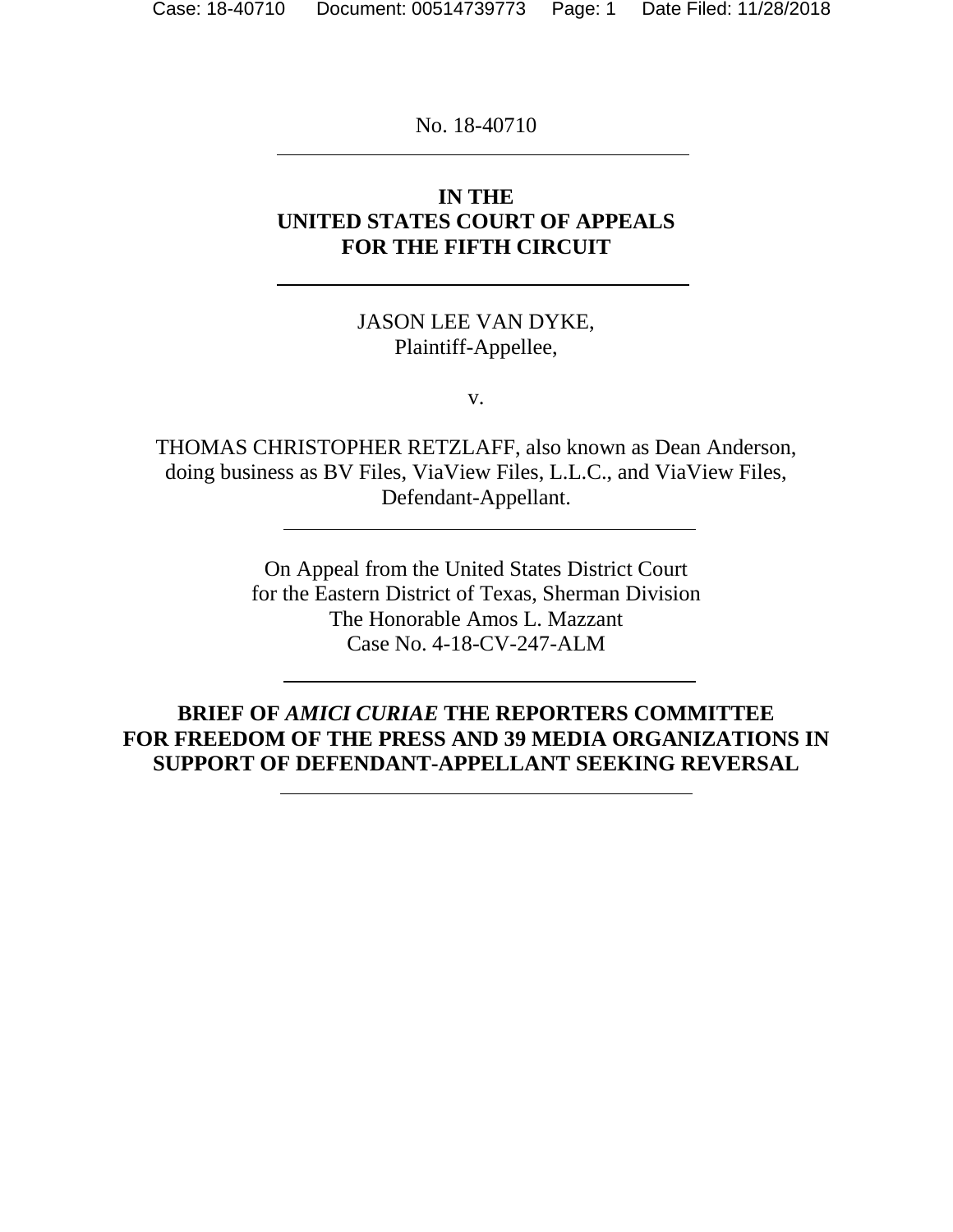No. 18-40710

---

**IN THE**
**UNITED STATES COURT OF APPEALS**
**FOR THE FIFTH CIRCUIT**

---

JASON LEE VAN DYKE,
Plaintiff-Appellee,

v.

THOMAS CHRISTOPHER RETZLAFF, also known as Dean Anderson, doing business as BV Files, ViaView Files, L.L.C., and ViaView Files,
Defendant-Appellant.

---

On Appeal from the United States District Court
for the Eastern District of Texas, Sherman Division
The Honorable Amos L. Mazzant
Case No. 4-18-CV-247-ALM

---

**BRIEF OF *AMICI CURIAE* THE REPORTERS COMMITTEE FOR FREEDOM OF THE PRESS AND 39 MEDIA ORGANIZATIONS IN SUPPORT OF DEFENDANT-APPELLANT SEEKING REVERSAL**

---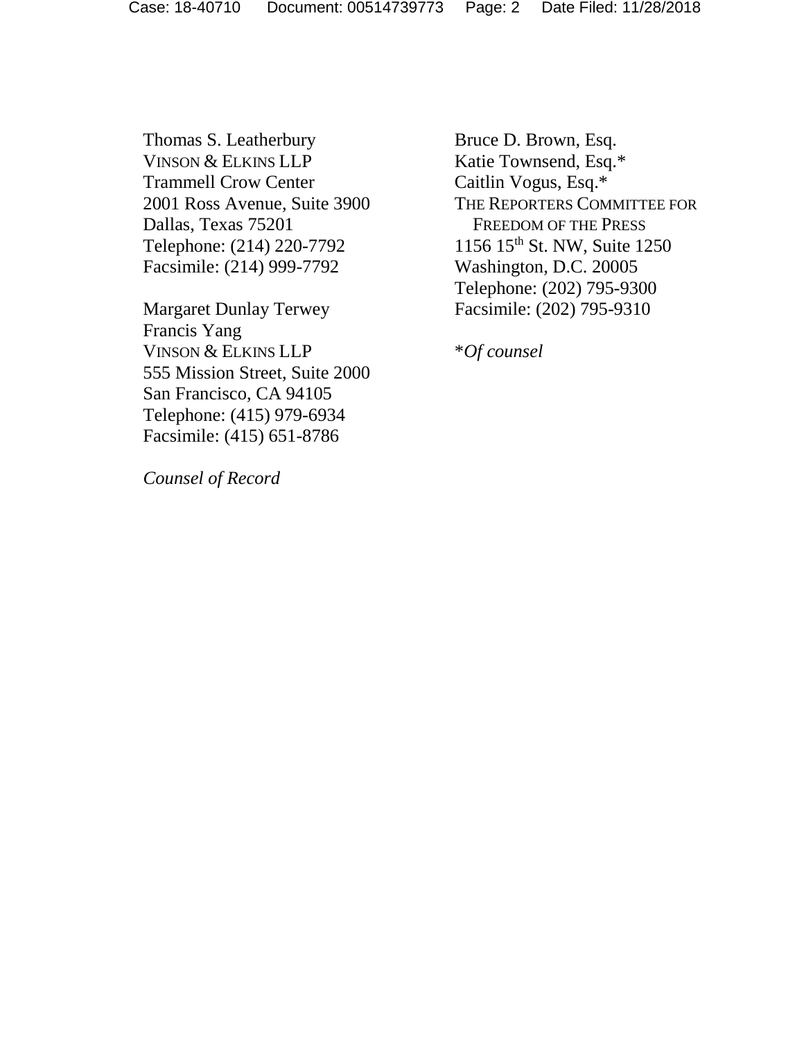Thomas S. Leatherbury
VINSON & ELKINS LLP
Trammell Crow Center
2001 Ross Avenue, Suite 3900
Dallas, Texas 75201
Telephone: (214) 220-7792
Facsimile: (214) 999-7792

Margaret Dunlay Terwey
Francis Yang
VINSON & ELKINS LLP
555 Mission Street, Suite 2000
San Francisco, CA 94105
Telephone: (415) 979-6934
Facsimile: (415) 651-8786

*Counsel of Record*

Bruce D. Brown, Esq.
Katie Townsend, Esq.*
Caitlin Vogus, Esq.*
THE REPORTERS COMMITTEE FOR FREEDOM OF THE PRESS
1156 15th St. NW, Suite 1250
Washington, D.C. 20005
Telephone: (202) 795-9300
Facsimile: (202) 795-9310

**Of counsel*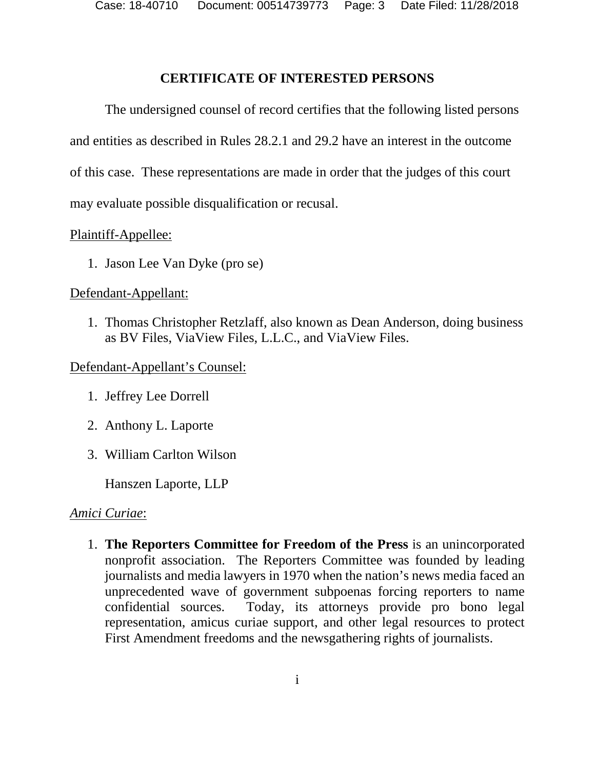**CERTIFICATE OF INTERESTED PERSONS**

The undersigned counsel of record certifies that the following listed persons and entities as described in Rules 28.2.1 and 29.2 have an interest in the outcome of this case. These representations are made in order that the judges of this court may evaluate possible disqualification or recusal.

<u>Plaintiff-Appellee:</u>

1. Jason Lee Van Dyke (pro se)

<u>Defendant-Appellant:</u>

1. Thomas Christopher Retzlaff, also known as Dean Anderson, doing business as BV Files, ViaView Files, L.L.C., and ViaView Files.

<u>Defendant-Appellant's Counsel:</u>

1. Jeffrey Lee Dorrell
2. Anthony L. Laporte
3. William Carlton Wilson

   Hanszen Laporte, LLP

*<u>Amici Curiae</u>*:

1. **The Reporters Committee for Freedom of the Press** is an unincorporated nonprofit association. The Reporters Committee was founded by leading journalists and media lawyers in 1970 when the nation's news media faced an unprecedented wave of government subpoenas forcing reporters to name confidential sources. Today, its attorneys provide pro bono legal representation, amicus curiae support, and other legal resources to protect First Amendment freedoms and the newsgathering rights of journalists.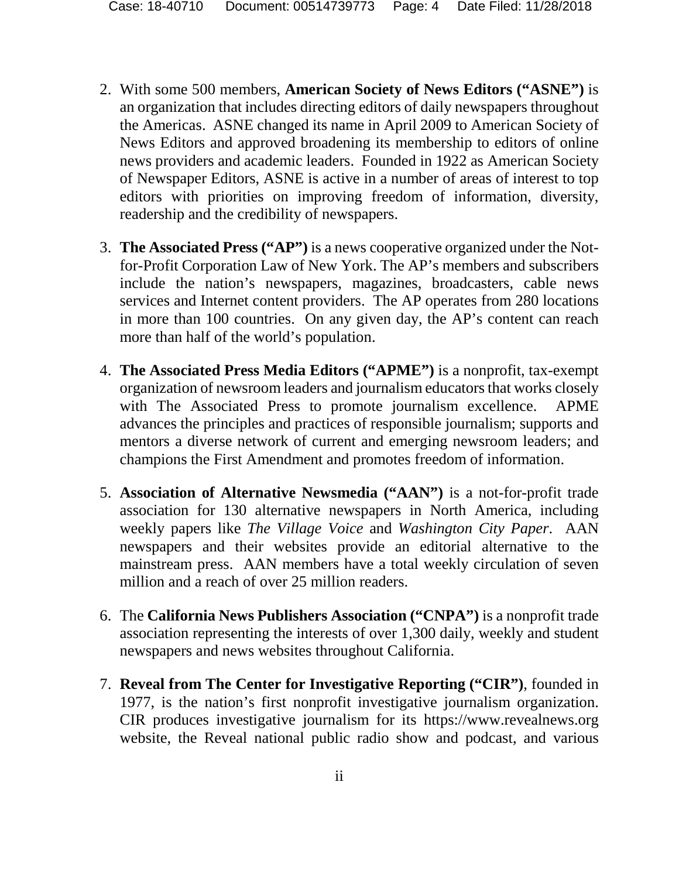2. With some 500 members, **American Society of News Editors ("ASNE")** is an organization that includes directing editors of daily newspapers throughout the Americas. ASNE changed its name in April 2009 to American Society of News Editors and approved broadening its membership to editors of online news providers and academic leaders. Founded in 1922 as American Society of Newspaper Editors, ASNE is active in a number of areas of interest to top editors with priorities on improving freedom of information, diversity, readership and the credibility of newspapers.

3. **The Associated Press ("AP")** is a news cooperative organized under the Not-for-Profit Corporation Law of New York. The AP's members and subscribers include the nation's newspapers, magazines, broadcasters, cable news services and Internet content providers. The AP operates from 280 locations in more than 100 countries. On any given day, the AP's content can reach more than half of the world's population.

4. **The Associated Press Media Editors ("APME")** is a nonprofit, tax-exempt organization of newsroom leaders and journalism educators that works closely with The Associated Press to promote journalism excellence. APME advances the principles and practices of responsible journalism; supports and mentors a diverse network of current and emerging newsroom leaders; and champions the First Amendment and promotes freedom of information.

5. **Association of Alternative Newsmedia ("AAN")** is a not-for-profit trade association for 130 alternative newspapers in North America, including weekly papers like *The Village Voice* and *Washington City Paper*. AAN newspapers and their websites provide an editorial alternative to the mainstream press. AAN members have a total weekly circulation of seven million and a reach of over 25 million readers.

6. The **California News Publishers Association ("CNPA")** is a nonprofit trade association representing the interests of over 1,300 daily, weekly and student newspapers and news websites throughout California.

7. **Reveal from The Center for Investigative Reporting ("CIR")**, founded in 1977, is the nation's first nonprofit investigative journalism organization. CIR produces investigative journalism for its https://www.revealnews.org website, the Reveal national public radio show and podcast, and various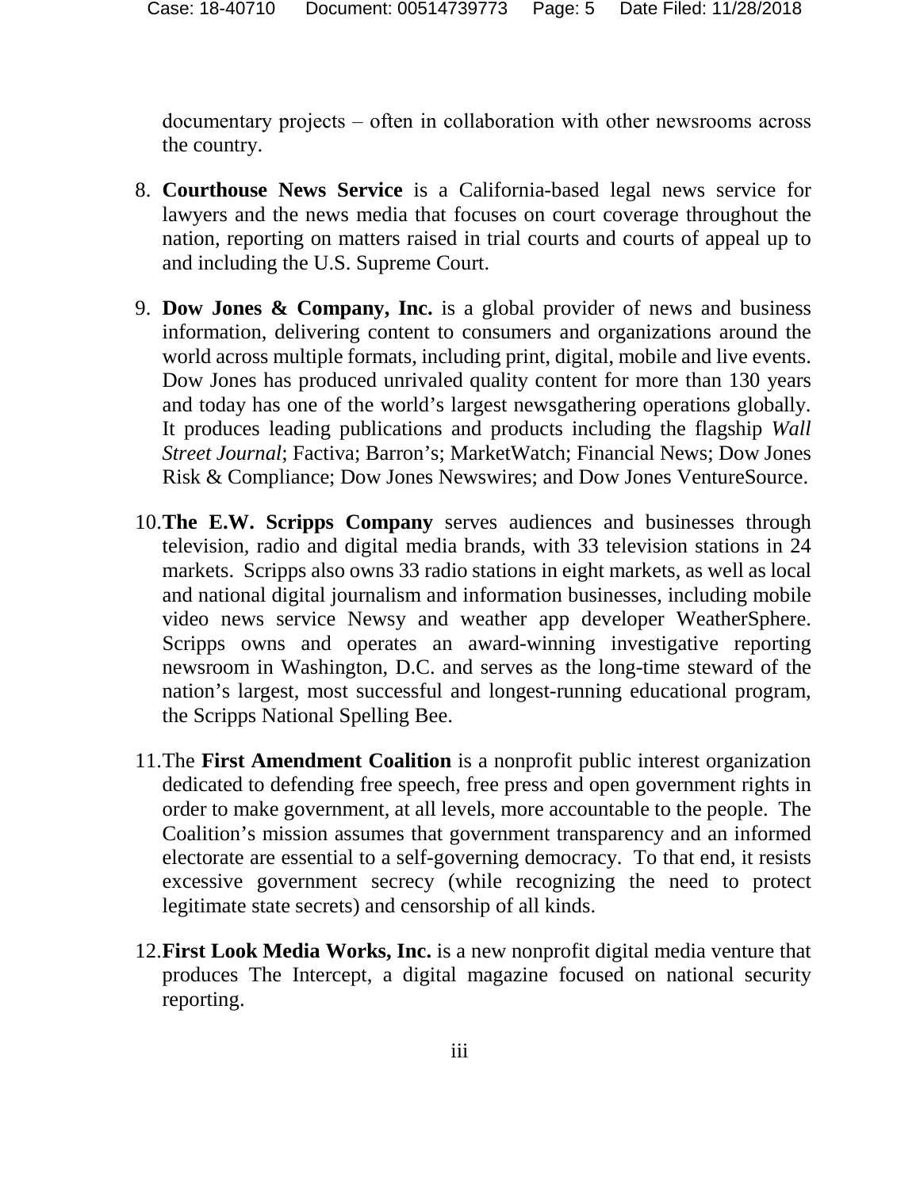documentary projects – often in collaboration with other newsrooms across the country.

8. **Courthouse News Service** is a California-based legal news service for lawyers and the news media that focuses on court coverage throughout the nation, reporting on matters raised in trial courts and courts of appeal up to and including the U.S. Supreme Court.

9. **Dow Jones & Company, Inc.** is a global provider of news and business information, delivering content to consumers and organizations around the world across multiple formats, including print, digital, mobile and live events. Dow Jones has produced unrivaled quality content for more than 130 years and today has one of the world's largest newsgathering operations globally. It produces leading publications and products including the flagship *Wall Street Journal*; Factiva; Barron's; MarketWatch; Financial News; Dow Jones Risk & Compliance; Dow Jones Newswires; and Dow Jones VentureSource.

10. **The E.W. Scripps Company** serves audiences and businesses through television, radio and digital media brands, with 33 television stations in 24 markets. Scripps also owns 33 radio stations in eight markets, as well as local and national digital journalism and information businesses, including mobile video news service Newsy and weather app developer WeatherSphere. Scripps owns and operates an award-winning investigative reporting newsroom in Washington, D.C. and serves as the long-time steward of the nation's largest, most successful and longest-running educational program, the Scripps National Spelling Bee.

11. The **First Amendment Coalition** is a nonprofit public interest organization dedicated to defending free speech, free press and open government rights in order to make government, at all levels, more accountable to the people. The Coalition's mission assumes that government transparency and an informed electorate are essential to a self-governing democracy. To that end, it resists excessive government secrecy (while recognizing the need to protect legitimate state secrets) and censorship of all kinds.

12. **First Look Media Works, Inc.** is a new nonprofit digital media venture that produces The Intercept, a digital magazine focused on national security reporting.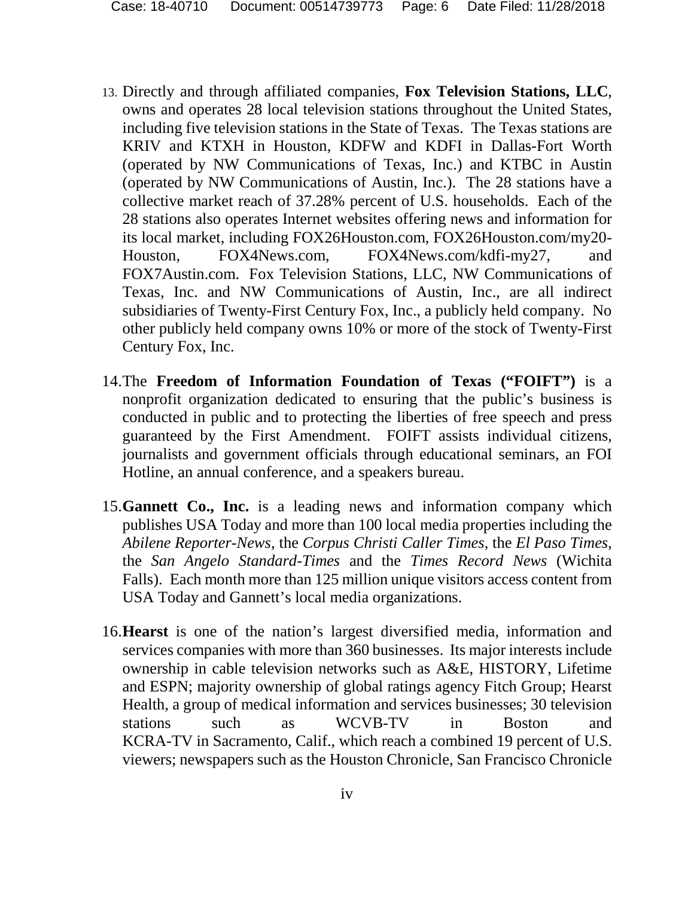13. Directly and through affiliated companies, **Fox Television Stations, LLC**, owns and operates 28 local television stations throughout the United States, including five television stations in the State of Texas. The Texas stations are KRIV and KTXH in Houston, KDFW and KDFI in Dallas-Fort Worth (operated by NW Communications of Texas, Inc.) and KTBC in Austin (operated by NW Communications of Austin, Inc.). The 28 stations have a collective market reach of 37.28% percent of U.S. households. Each of the 28 stations also operates Internet websites offering news and information for its local market, including FOX26Houston.com, FOX26Houston.com/my20-Houston, FOX4News.com, FOX4News.com/kdfi-my27, and FOX7Austin.com. Fox Television Stations, LLC, NW Communications of Texas, Inc. and NW Communications of Austin, Inc., are all indirect subsidiaries of Twenty-First Century Fox, Inc., a publicly held company. No other publicly held company owns 10% or more of the stock of Twenty-First Century Fox, Inc.

14. The **Freedom of Information Foundation of Texas ("FOIFT")** is a nonprofit organization dedicated to ensuring that the public's business is conducted in public and to protecting the liberties of free speech and press guaranteed by the First Amendment. FOIFT assists individual citizens, journalists and government officials through educational seminars, an FOI Hotline, an annual conference, and a speakers bureau.

15. **Gannett Co., Inc.** is a leading news and information company which publishes USA Today and more than 100 local media properties including the *Abilene Reporter-News,* the *Corpus Christi Caller Times,* the *El Paso Times,* the *San Angelo Standard-Times* and the *Times Record News* (Wichita Falls). Each month more than 125 million unique visitors access content from USA Today and Gannett's local media organizations.

16. **Hearst** is one of the nation's largest diversified media, information and services companies with more than 360 businesses. Its major interests include ownership in cable television networks such as A&E, HISTORY, Lifetime and ESPN; majority ownership of global ratings agency Fitch Group; Hearst Health, a group of medical information and services businesses; 30 television stations such as WCVB-TV in Boston and KCRA-TV in Sacramento, Calif., which reach a combined 19 percent of U.S. viewers; newspapers such as the Houston Chronicle, San Francisco Chronicle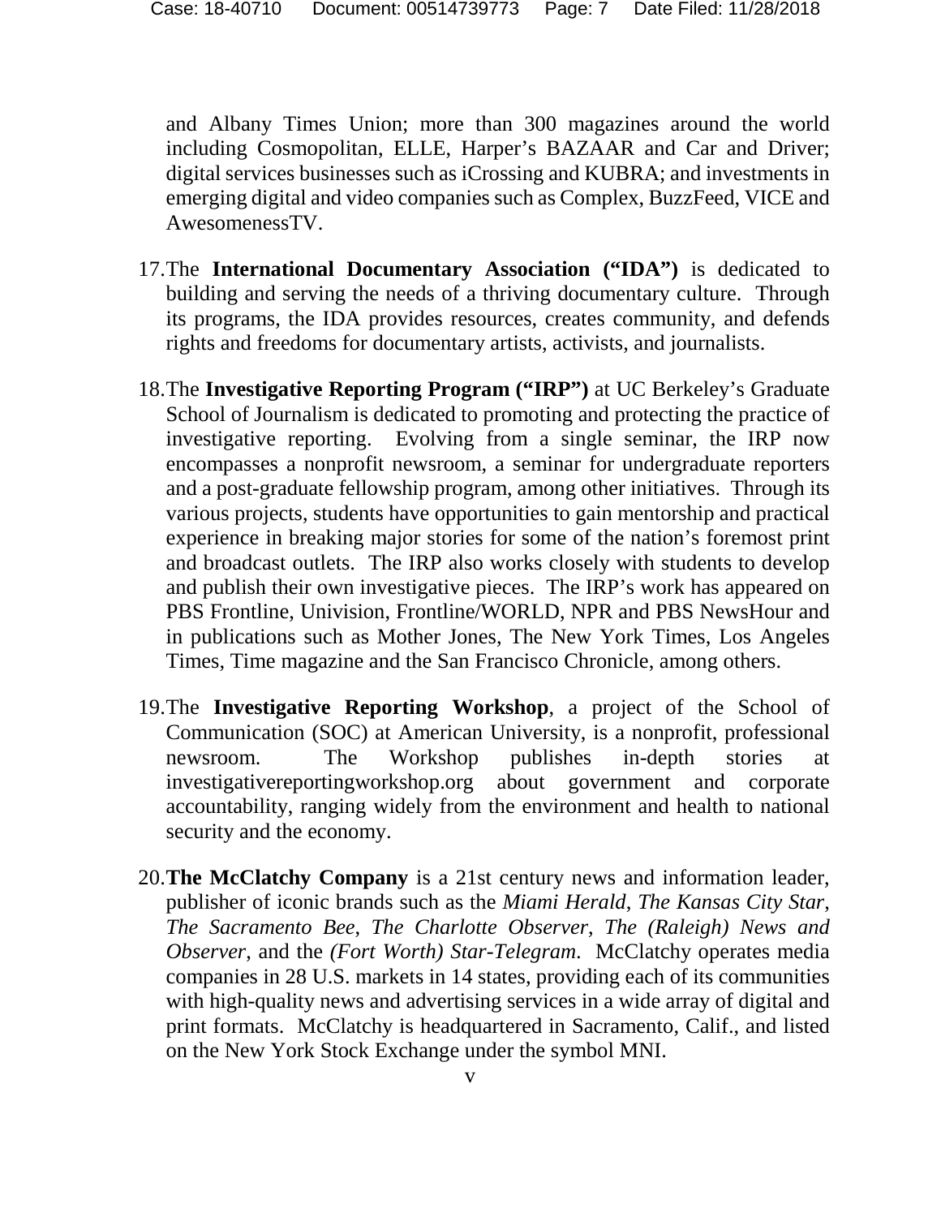and Albany Times Union; more than 300 magazines around the world including Cosmopolitan, ELLE, Harper's BAZAAR and Car and Driver; digital services businesses such as iCrossing and KUBRA; and investments in emerging digital and video companies such as Complex, BuzzFeed, VICE and AwesomenessTV.

17. The **International Documentary Association ("IDA")** is dedicated to building and serving the needs of a thriving documentary culture. Through its programs, the IDA provides resources, creates community, and defends rights and freedoms for documentary artists, activists, and journalists.

18. The **Investigative Reporting Program ("IRP")** at UC Berkeley's Graduate School of Journalism is dedicated to promoting and protecting the practice of investigative reporting. Evolving from a single seminar, the IRP now encompasses a nonprofit newsroom, a seminar for undergraduate reporters and a post-graduate fellowship program, among other initiatives. Through its various projects, students have opportunities to gain mentorship and practical experience in breaking major stories for some of the nation's foremost print and broadcast outlets. The IRP also works closely with students to develop and publish their own investigative pieces. The IRP's work has appeared on PBS Frontline, Univision, Frontline/WORLD, NPR and PBS NewsHour and in publications such as Mother Jones, The New York Times, Los Angeles Times, Time magazine and the San Francisco Chronicle, among others.

19. The **Investigative Reporting Workshop**, a project of the School of Communication (SOC) at American University, is a nonprofit, professional newsroom. The Workshop publishes in-depth stories at investigativereportingworkshop.org about government and corporate accountability, ranging widely from the environment and health to national security and the economy.

20. **The McClatchy Company** is a 21st century news and information leader, publisher of iconic brands such as the *Miami Herald*, *The Kansas City Star*, *The Sacramento Bee*, *The Charlotte Observer*, *The (Raleigh) News and Observer*, and the *(Fort Worth) Star-Telegram*. McClatchy operates media companies in 28 U.S. markets in 14 states, providing each of its communities with high-quality news and advertising services in a wide array of digital and print formats. McClatchy is headquartered in Sacramento, Calif., and listed on the New York Stock Exchange under the symbol MNI.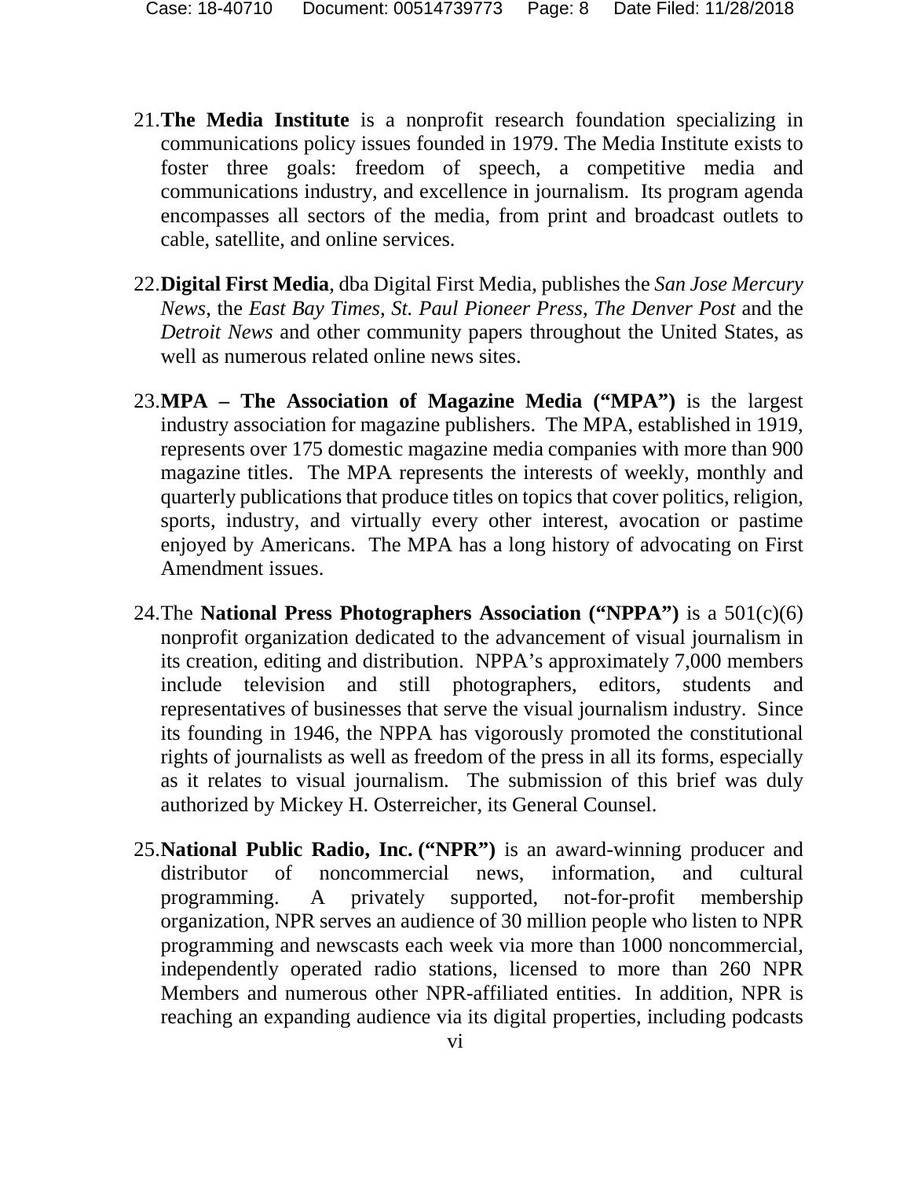21. **The Media Institute** is a nonprofit research foundation specializing in communications policy issues founded in 1979. The Media Institute exists to foster three goals: freedom of speech, a competitive media and communications industry, and excellence in journalism. Its program agenda encompasses all sectors of the media, from print and broadcast outlets to cable, satellite, and online services.

22. **Digital First Media**, dba Digital First Media, publishes the *San Jose Mercury News*, the *East Bay Times*, *St. Paul Pioneer Press*, *The Denver Post* and the *Detroit News* and other community papers throughout the United States, as well as numerous related online news sites.

23. **MPA – The Association of Magazine Media ("MPA")** is the largest industry association for magazine publishers. The MPA, established in 1919, represents over 175 domestic magazine media companies with more than 900 magazine titles. The MPA represents the interests of weekly, monthly and quarterly publications that produce titles on topics that cover politics, religion, sports, industry, and virtually every other interest, avocation or pastime enjoyed by Americans. The MPA has a long history of advocating on First Amendment issues.

24. The **National Press Photographers Association ("NPPA")** is a 501(c)(6) nonprofit organization dedicated to the advancement of visual journalism in its creation, editing and distribution. NPPA's approximately 7,000 members include television and still photographers, editors, students and representatives of businesses that serve the visual journalism industry. Since its founding in 1946, the NPPA has vigorously promoted the constitutional rights of journalists as well as freedom of the press in all its forms, especially as it relates to visual journalism. The submission of this brief was duly authorized by Mickey H. Osterreicher, its General Counsel.

25. **National Public Radio, Inc. ("NPR")** is an award-winning producer and distributor of noncommercial news, information, and cultural programming. A privately supported, not-for-profit membership organization, NPR serves an audience of 30 million people who listen to NPR programming and newscasts each week via more than 1000 noncommercial, independently operated radio stations, licensed to more than 260 NPR Members and numerous other NPR-affiliated entities. In addition, NPR is reaching an expanding audience via its digital properties, including podcasts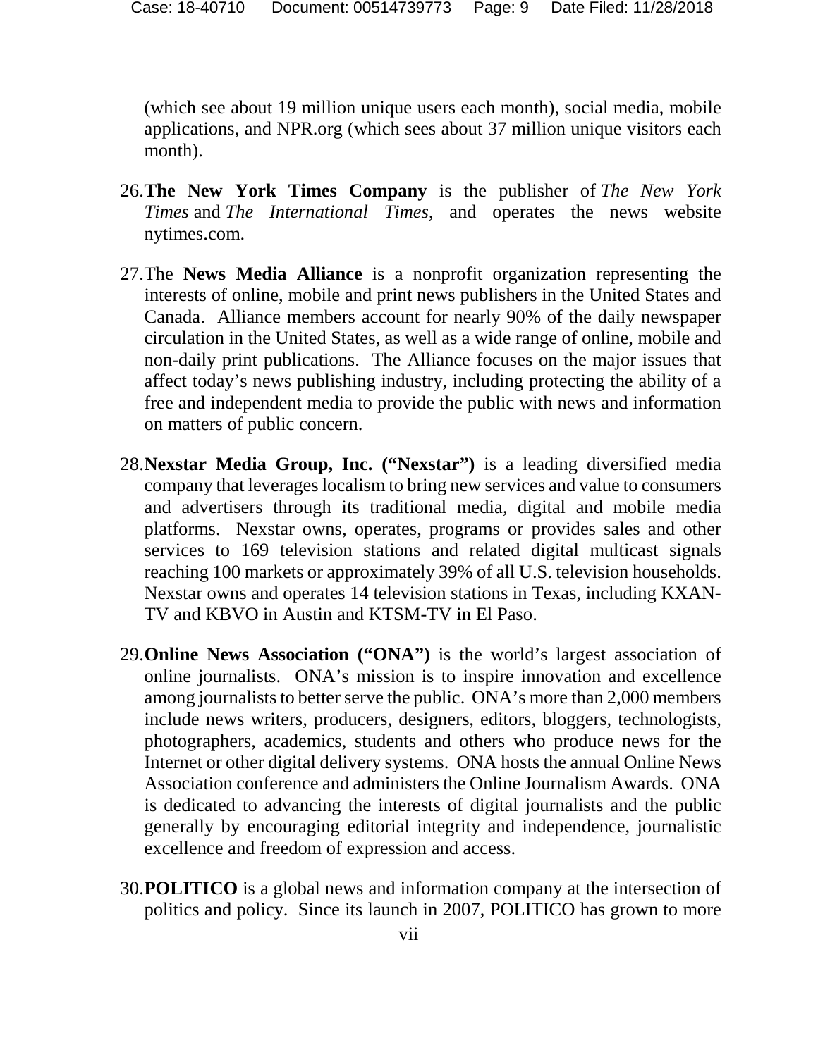(which see about 19 million unique users each month), social media, mobile applications, and NPR.org (which sees about 37 million unique visitors each month).

26. **The New York Times Company** is the publisher of *The New York Times* and *The International Times*, and operates the news website nytimes.com.

27. The **News Media Alliance** is a nonprofit organization representing the interests of online, mobile and print news publishers in the United States and Canada. Alliance members account for nearly 90% of the daily newspaper circulation in the United States, as well as a wide range of online, mobile and non-daily print publications. The Alliance focuses on the major issues that affect today's news publishing industry, including protecting the ability of a free and independent media to provide the public with news and information on matters of public concern.

28. **Nexstar Media Group, Inc. ("Nexstar")** is a leading diversified media company that leverages localism to bring new services and value to consumers and advertisers through its traditional media, digital and mobile media platforms. Nexstar owns, operates, programs or provides sales and other services to 169 television stations and related digital multicast signals reaching 100 markets or approximately 39% of all U.S. television households. Nexstar owns and operates 14 television stations in Texas, including KXAN-TV and KBVO in Austin and KTSM-TV in El Paso.

29. **Online News Association ("ONA")** is the world's largest association of online journalists. ONA's mission is to inspire innovation and excellence among journalists to better serve the public. ONA's more than 2,000 members include news writers, producers, designers, editors, bloggers, technologists, photographers, academics, students and others who produce news for the Internet or other digital delivery systems. ONA hosts the annual Online News Association conference and administers the Online Journalism Awards. ONA is dedicated to advancing the interests of digital journalists and the public generally by encouraging editorial integrity and independence, journalistic excellence and freedom of expression and access.

30. **POLITICO** is a global news and information company at the intersection of politics and policy. Since its launch in 2007, POLITICO has grown to more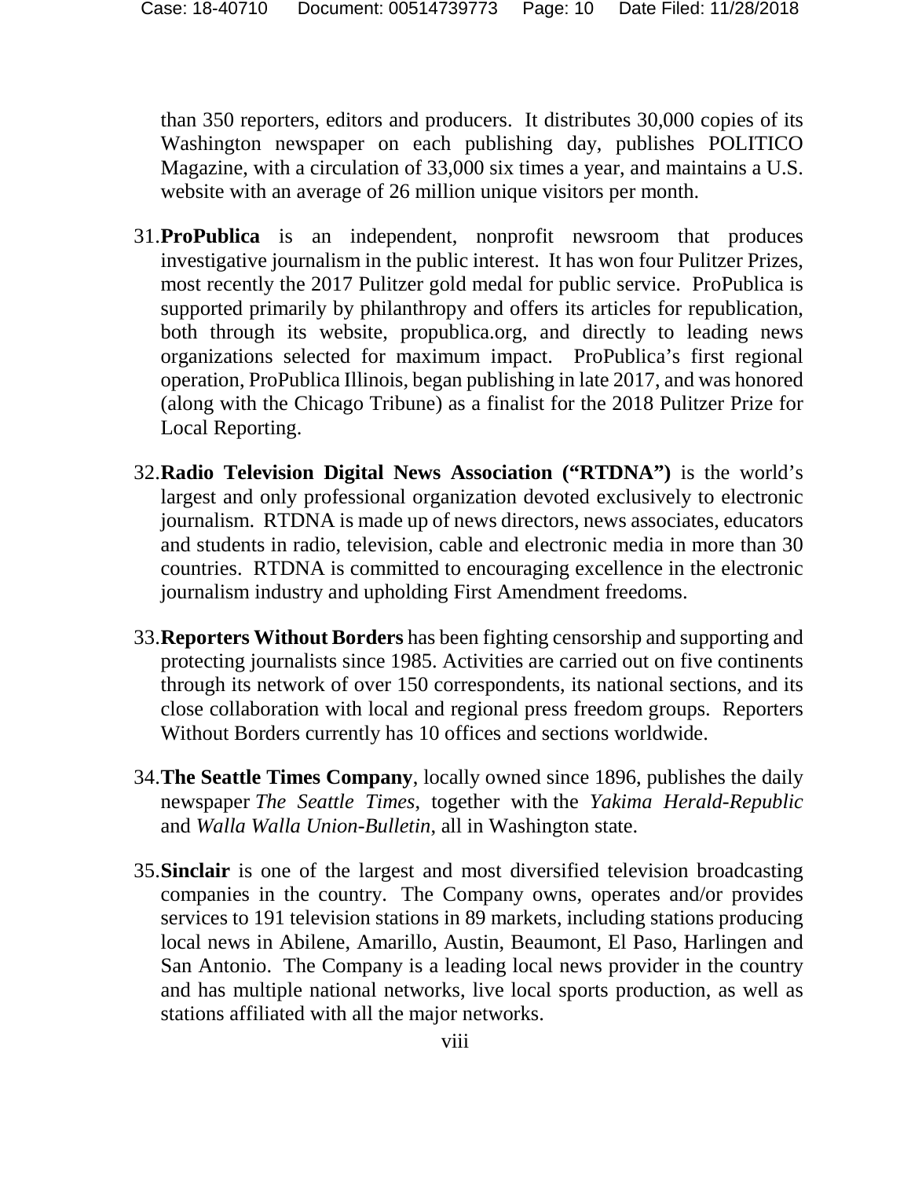than 350 reporters, editors and producers. It distributes 30,000 copies of its Washington newspaper on each publishing day, publishes POLITICO Magazine, with a circulation of 33,000 six times a year, and maintains a U.S. website with an average of 26 million unique visitors per month.

31. **ProPublica** is an independent, nonprofit newsroom that produces investigative journalism in the public interest. It has won four Pulitzer Prizes, most recently the 2017 Pulitzer gold medal for public service. ProPublica is supported primarily by philanthropy and offers its articles for republication, both through its website, propublica.org, and directly to leading news organizations selected for maximum impact. ProPublica's first regional operation, ProPublica Illinois, began publishing in late 2017, and was honored (along with the Chicago Tribune) as a finalist for the 2018 Pulitzer Prize for Local Reporting.

32. **Radio Television Digital News Association ("RTDNA")** is the world's largest and only professional organization devoted exclusively to electronic journalism. RTDNA is made up of news directors, news associates, educators and students in radio, television, cable and electronic media in more than 30 countries. RTDNA is committed to encouraging excellence in the electronic journalism industry and upholding First Amendment freedoms.

33. **Reporters Without Borders** has been fighting censorship and supporting and protecting journalists since 1985. Activities are carried out on five continents through its network of over 150 correspondents, its national sections, and its close collaboration with local and regional press freedom groups. Reporters Without Borders currently has 10 offices and sections worldwide.

34. **The Seattle Times Company**, locally owned since 1896, publishes the daily newspaper *The Seattle Times*, together with the *Yakima Herald-Republic* and *Walla Walla Union-Bulletin*, all in Washington state.

35. **Sinclair** is one of the largest and most diversified television broadcasting companies in the country. The Company owns, operates and/or provides services to 191 television stations in 89 markets, including stations producing local news in Abilene, Amarillo, Austin, Beaumont, El Paso, Harlingen and San Antonio. The Company is a leading local news provider in the country and has multiple national networks, live local sports production, as well as stations affiliated with all the major networks.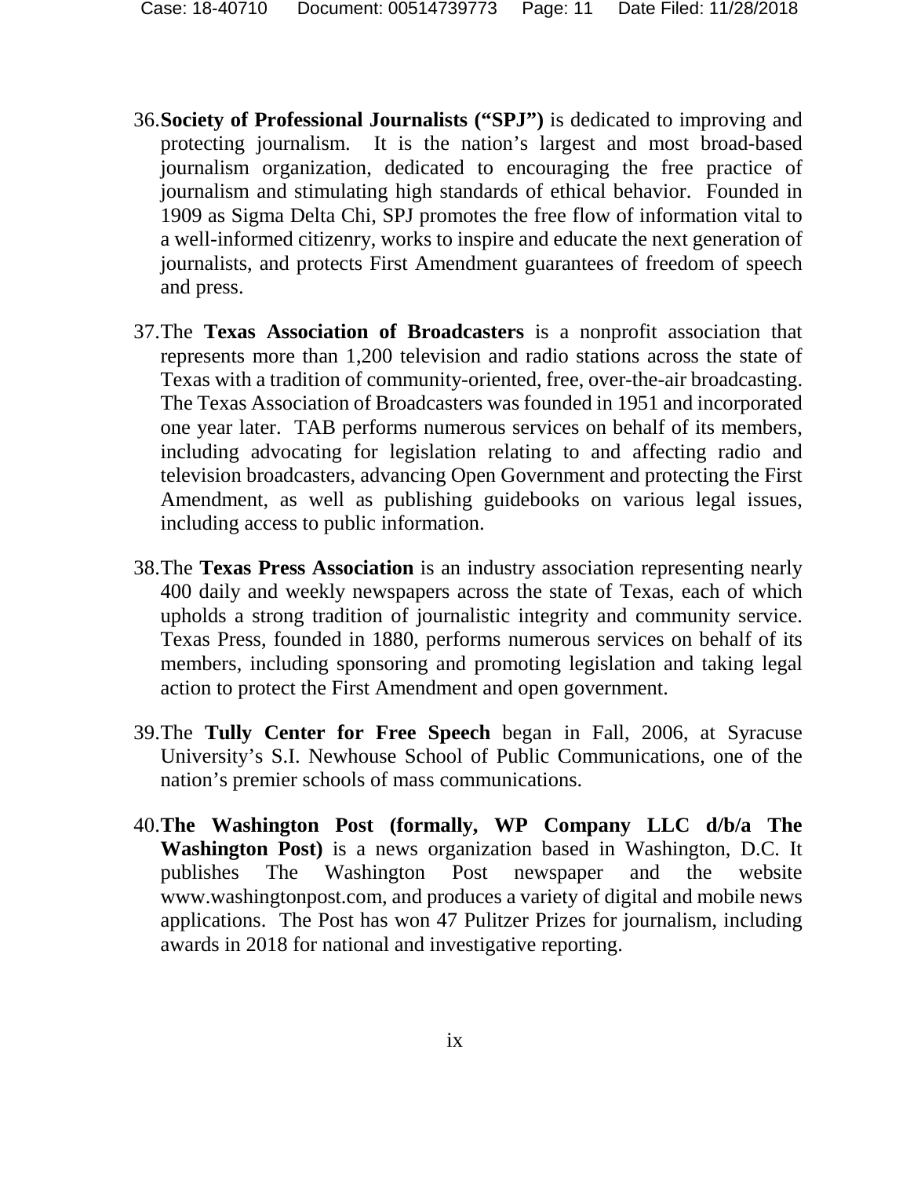36. **Society of Professional Journalists ("SPJ")** is dedicated to improving and protecting journalism. It is the nation's largest and most broad-based journalism organization, dedicated to encouraging the free practice of journalism and stimulating high standards of ethical behavior. Founded in 1909 as Sigma Delta Chi, SPJ promotes the free flow of information vital to a well-informed citizenry, works to inspire and educate the next generation of journalists, and protects First Amendment guarantees of freedom of speech and press.

37. The **Texas Association of Broadcasters** is a nonprofit association that represents more than 1,200 television and radio stations across the state of Texas with a tradition of community-oriented, free, over-the-air broadcasting. The Texas Association of Broadcasters was founded in 1951 and incorporated one year later. TAB performs numerous services on behalf of its members, including advocating for legislation relating to and affecting radio and television broadcasters, advancing Open Government and protecting the First Amendment, as well as publishing guidebooks on various legal issues, including access to public information.

38. The **Texas Press Association** is an industry association representing nearly 400 daily and weekly newspapers across the state of Texas, each of which upholds a strong tradition of journalistic integrity and community service. Texas Press, founded in 1880, performs numerous services on behalf of its members, including sponsoring and promoting legislation and taking legal action to protect the First Amendment and open government.

39. The **Tully Center for Free Speech** began in Fall, 2006, at Syracuse University's S.I. Newhouse School of Public Communications, one of the nation's premier schools of mass communications.

40. **The Washington Post (formally, WP Company LLC d/b/a The Washington Post)** is a news organization based in Washington, D.C. It publishes The Washington Post newspaper and the website www.washingtonpost.com, and produces a variety of digital and mobile news applications. The Post has won 47 Pulitzer Prizes for journalism, including awards in 2018 for national and investigative reporting.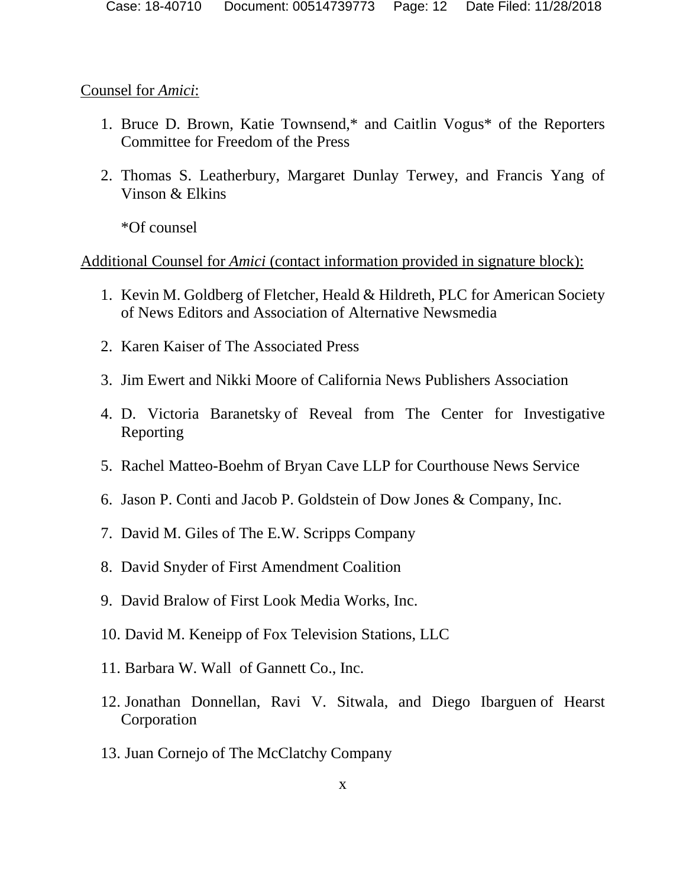Counsel for *Amici*:

1. Bruce D. Brown, Katie Townsend,* and Caitlin Vogus* of the Reporters Committee for Freedom of the Press

2. Thomas S. Leatherbury, Margaret Dunlay Terwey, and Francis Yang of Vinson & Elkins

   *Of counsel

Additional Counsel for *Amici* (contact information provided in signature block):

1. Kevin M. Goldberg of Fletcher, Heald & Hildreth, PLC for American Society of News Editors and Association of Alternative Newsmedia

2. Karen Kaiser of The Associated Press

3. Jim Ewert and Nikki Moore of California News Publishers Association

4. D. Victoria Baranetsky of Reveal from The Center for Investigative Reporting

5. Rachel Matteo-Boehm of Bryan Cave LLP for Courthouse News Service

6. Jason P. Conti and Jacob P. Goldstein of Dow Jones & Company, Inc.

7. David M. Giles of The E.W. Scripps Company

8. David Snyder of First Amendment Coalition

9. David Bralow of First Look Media Works, Inc.

10. David M. Keneipp of Fox Television Stations, LLC

11. Barbara W. Wall of Gannett Co., Inc.

12. Jonathan Donnellan, Ravi V. Sitwala, and Diego Ibarguen of Hearst Corporation

13. Juan Cornejo of The McClatchy Company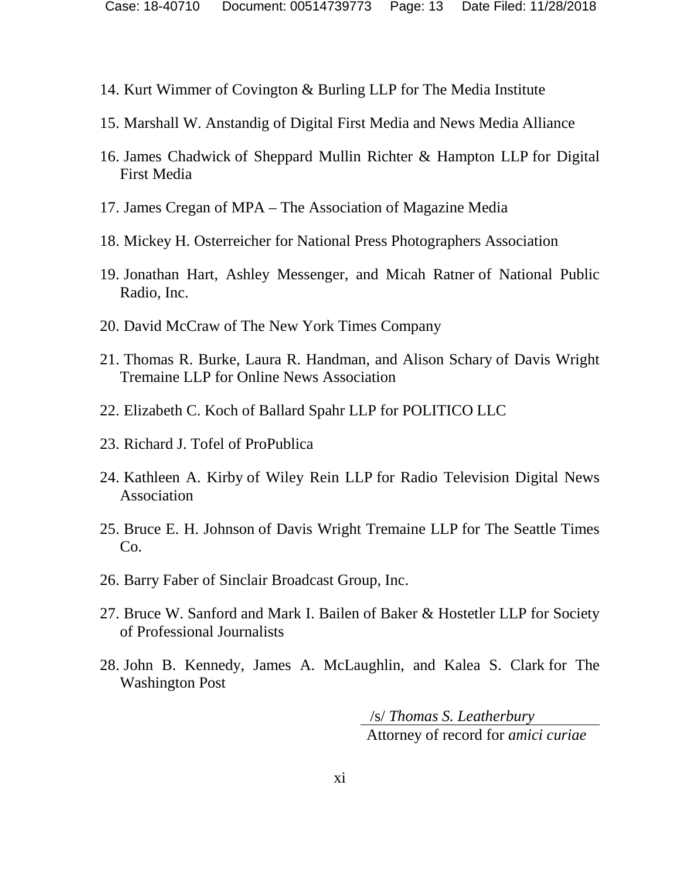14. Kurt Wimmer of Covington & Burling LLP for The Media Institute

15. Marshall W. Anstandig of Digital First Media and News Media Alliance

16. James Chadwick of Sheppard Mullin Richter & Hampton LLP for Digital First Media

17. James Cregan of MPA – The Association of Magazine Media

18. Mickey H. Osterreicher for National Press Photographers Association

19. Jonathan Hart, Ashley Messenger, and Micah Ratner of National Public Radio, Inc.

20. David McCraw of The New York Times Company

21. Thomas R. Burke, Laura R. Handman, and Alison Schary of Davis Wright Tremaine LLP for Online News Association

22. Elizabeth C. Koch of Ballard Spahr LLP for POLITICO LLC

23. Richard J. Tofel of ProPublica

24. Kathleen A. Kirby of Wiley Rein LLP for Radio Television Digital News Association

25. Bruce E. H. Johnson of Davis Wright Tremaine LLP for The Seattle Times Co.

26. Barry Faber of Sinclair Broadcast Group, Inc.

27. Bruce W. Sanford and Mark I. Bailen of Baker & Hostetler LLP for Society of Professional Journalists

28. John B. Kennedy, James A. McLaughlin, and Kalea S. Clark for The Washington Post

/s/ *Thomas S. Leatherbury*
Attorney of record for *amici curiae*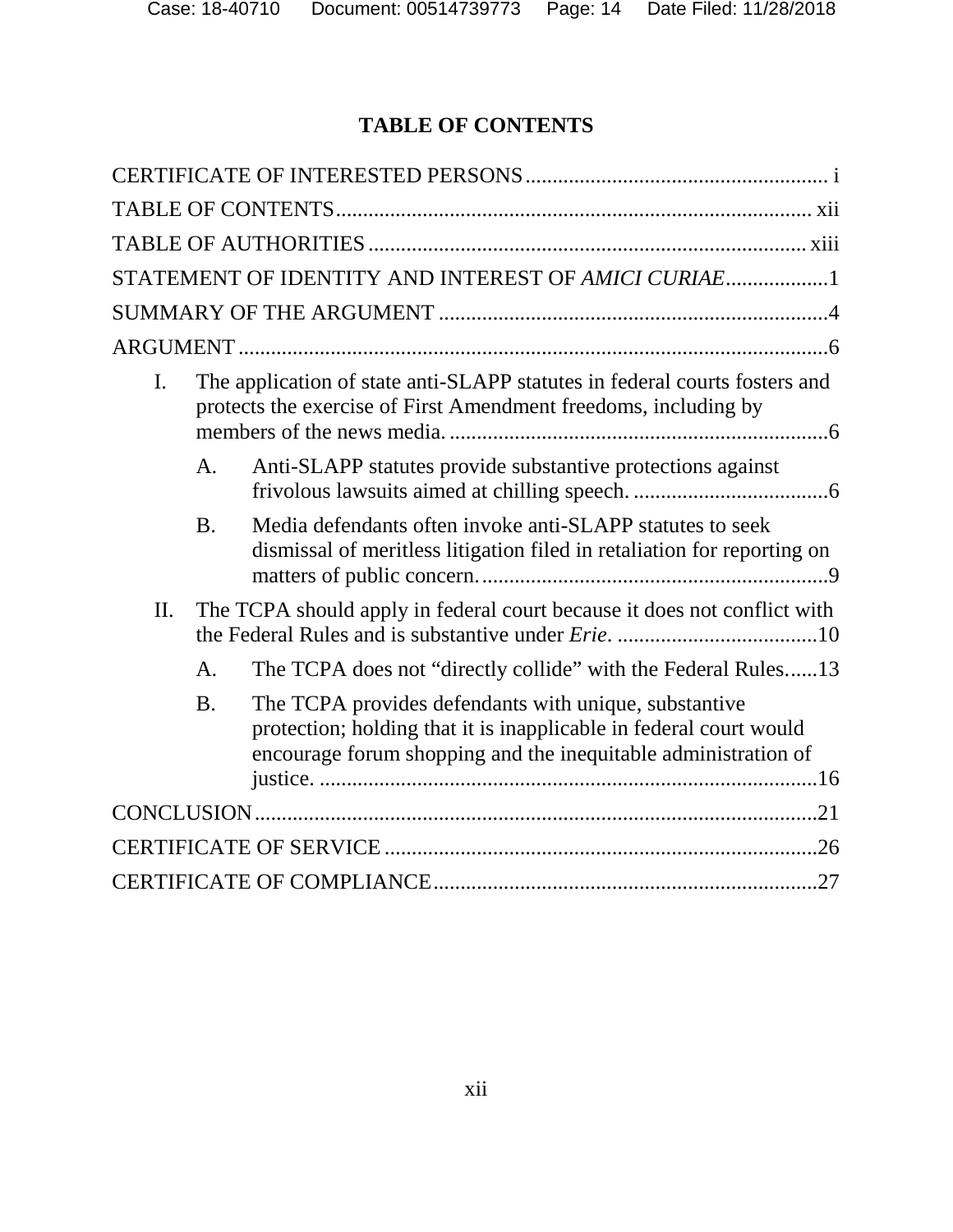# TABLE OF CONTENTS

CERTIFICATE OF INTERESTED PERSONS ........................................................ i

TABLE OF CONTENTS ........................................................................................ xii

TABLE OF AUTHORITIES ................................................................................. xiii

STATEMENT OF IDENTITY AND INTEREST OF *AMICI CURIAE* ...................1

SUMMARY OF THE ARGUMENT ........................................................................4

ARGUMENT ............................................................................................................6

- I. The application of state anti-SLAPP statutes in federal courts fosters and protects the exercise of First Amendment freedoms, including by members of the news media. ......................................................................6
  - A. Anti-SLAPP statutes provide substantive protections against frivolous lawsuits aimed at chilling speech. ....................................6
  - B. Media defendants often invoke anti-SLAPP statutes to seek dismissal of meritless litigation filed in retaliation for reporting on matters of public concern. ................................................................9
- II. The TCPA should apply in federal court because it does not conflict with the Federal Rules and is substantive under *Erie*. ......................................10
  - A. The TCPA does not "directly collide" with the Federal Rules. .....13
  - B. The TCPA provides defendants with unique, substantive protection; holding that it is inapplicable in federal court would encourage forum shopping and the inequitable administration of justice. ...........................................................................................16

CONCLUSION .......................................................................................................21

CERTIFICATE OF SERVICE ................................................................................26

CERTIFICATE OF COMPLIANCE .......................................................................27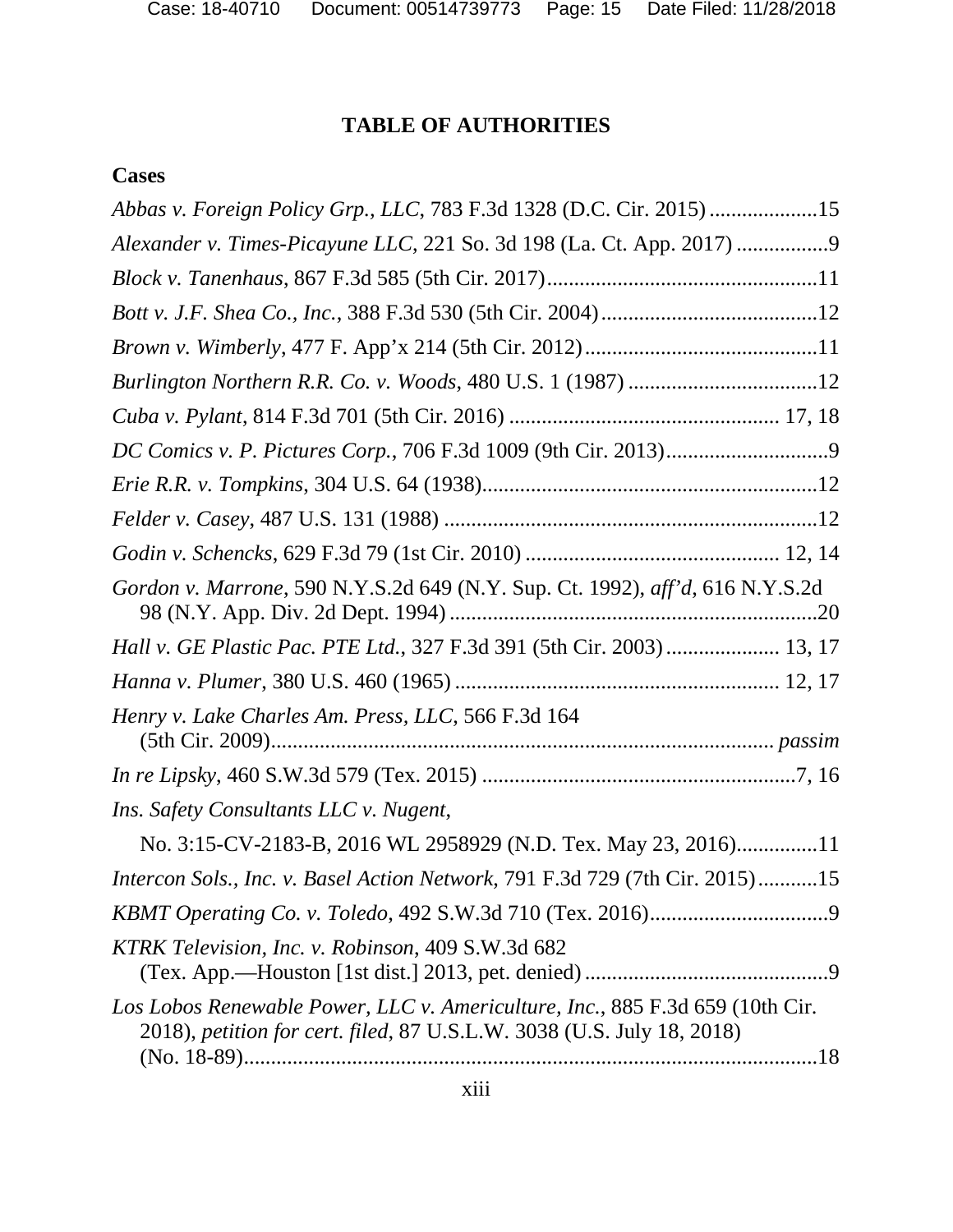# TABLE OF AUTHORITIES

## Cases

*Abbas v. Foreign Policy Grp., LLC*, 783 F.3d 1328 (D.C. Cir. 2015) ....................15

*Alexander v. Times-Picayune LLC*, 221 So. 3d 198 (La. Ct. App. 2017) .................9

*Block v. Tanenhaus*, 867 F.3d 585 (5th Cir. 2017)..................................................11

*Bott v. J.F. Shea Co., Inc.*, 388 F.3d 530 (5th Cir. 2004)........................................12

*Brown v. Wimberly*, 477 F. App'x 214 (5th Cir. 2012)...........................................11

*Burlington Northern R.R. Co. v. Woods*, 480 U.S. 1 (1987) ...................................12

*Cuba v. Pylant*, 814 F.3d 701 (5th Cir. 2016) ................................................. 17, 18

*DC Comics v. P. Pictures Corp.*, 706 F.3d 1009 (9th Cir. 2013)..............................9

*Erie R.R. v. Tompkins*, 304 U.S. 64 (1938)..............................................................12

*Felder v. Casey*, 487 U.S. 131 (1988) .....................................................................12

*Godin v. Schencks*, 629 F.3d 79 (1st Cir. 2010) .............................................. 12, 14

*Gordon v. Marrone*, 590 N.Y.S.2d 649 (N.Y. Sup. Ct. 1992), *aff'd*, 616 N.Y.S.2d 98 (N.Y. App. Div. 2d Dept. 1994) ....................................................................20

*Hall v. GE Plastic Pac. PTE Ltd.*, 327 F.3d 391 (5th Cir. 2003) ..................... 13, 17

*Hanna v. Plumer*, 380 U.S. 460 (1965) ............................................................ 12, 17

*Henry v. Lake Charles Am. Press, LLC*, 566 F.3d 164 (5th Cir. 2009)............................................................................................. *passim*

*In re Lipsky*, 460 S.W.3d 579 (Tex. 2015) ..........................................................7, 16

*Ins. Safety Consultants LLC v. Nugent*, No. 3:15-CV-2183-B, 2016 WL 2958929 (N.D. Tex. May 23, 2016)...............11

*Intercon Sols., Inc. v. Basel Action Network*, 791 F.3d 729 (7th Cir. 2015)...........15

*KBMT Operating Co. v. Toledo*, 492 S.W.3d 710 (Tex. 2016).................................9

*KTRK Television, Inc. v. Robinson*, 409 S.W.3d 682 (Tex. App.—Houston [1st dist.] 2013, pet. denied) .............................................9

*Los Lobos Renewable Power, LLC v. Americulture, Inc.*, 885 F.3d 659 (10th Cir. 2018), *petition for cert. filed*, 87 U.S.L.W. 3038 (U.S. July 18, 2018) (No. 18-89)...........................................................................................................18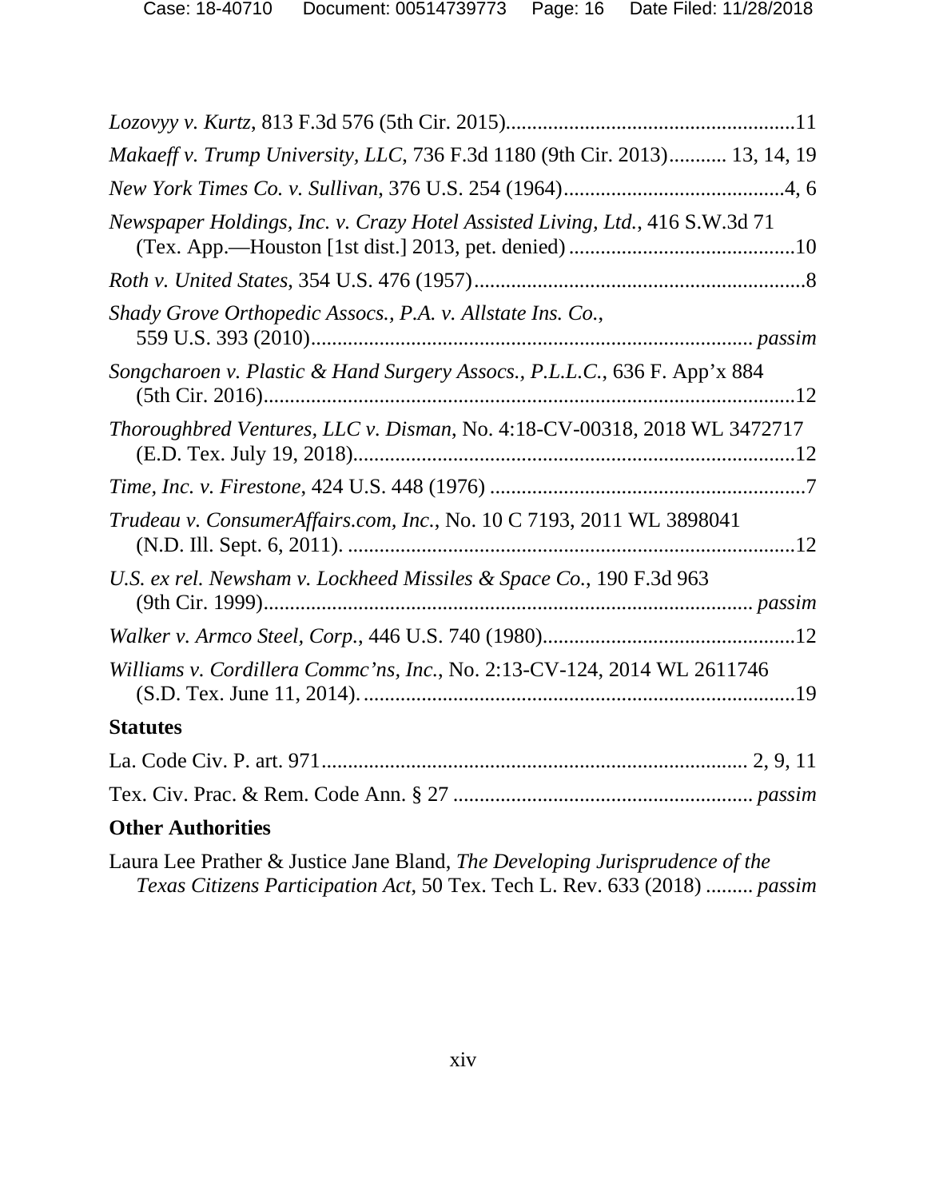*Lozovyy v. Kurtz*, 813 F.3d 576 (5th Cir. 2015).......................................................11

*Makaeff v. Trump University, LLC*, 736 F.3d 1180 (9th Cir. 2013)........... 13, 14, 19

*New York Times Co. v. Sullivan*, 376 U.S. 254 (1964)...........................................4, 6

*Newspaper Holdings, Inc. v. Crazy Hotel Assisted Living, Ltd.*, 416 S.W.3d 71 (Tex. App.—Houston [1st dist.] 2013, pet. denied)...........................................10

*Roth v. United States*, 354 U.S. 476 (1957)...............................................................8

*Shady Grove Orthopedic Assocs., P.A. v. Allstate Ins. Co.*, 559 U.S. 393 (2010)................................................................................... *passim*

*Songcharoen v. Plastic & Hand Surgery Assocs., P.L.L.C.*, 636 F. App'x 884 (5th Cir. 2016).....................................................................................................12

*Thoroughbred Ventures, LLC v. Disman*, No. 4:18-CV-00318, 2018 WL 3472717 (E.D. Tex. July 19, 2018)....................................................................................12

*Time, Inc. v. Firestone*, 424 U.S. 448 (1976) ............................................................7

*Trudeau v. ConsumerAffairs.com, Inc.*, No. 10 C 7193, 2011 WL 3898041 (N.D. Ill. Sept. 6, 2011). ....................................................................................12

*U.S. ex rel. Newsham v. Lockheed Missiles & Space Co.*, 190 F.3d 963 (9th Cir. 1999)....................................................................................... *passim*

*Walker v. Armco Steel, Corp.*, 446 U.S. 740 (1980)................................................12

*Williams v. Cordillera Commc'ns, Inc.*, No. 2:13-CV-124, 2014 WL 2611746 (S.D. Tex. June 11, 2014)...................................................................................19

**Statutes**

La. Code Civ. P. art. 971............................................................................... 2, 9, 11

Tex. Civ. Prac. & Rem. Code Ann. § 27 ........................................................ *passim*

**Other Authorities**

Laura Lee Prather & Justice Jane Bland, *The Developing Jurisprudence of the Texas Citizens Participation Act*, 50 Tex. Tech L. Rev. 633 (2018) ......... *passim*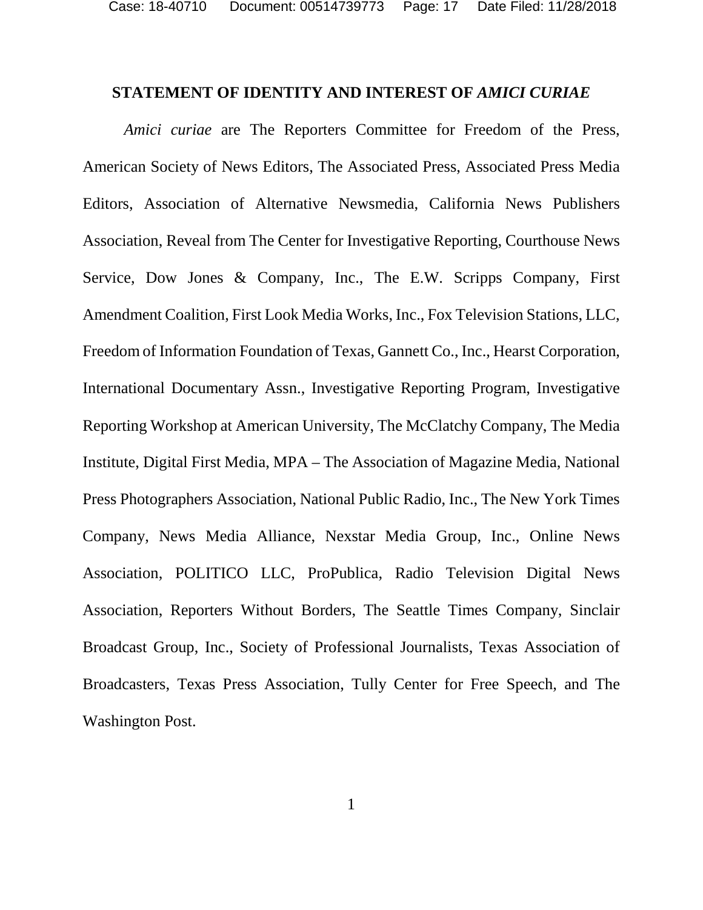## STATEMENT OF IDENTITY AND INTEREST OF *AMICI CURIAE*

*Amici curiae* are The Reporters Committee for Freedom of the Press, American Society of News Editors, The Associated Press, Associated Press Media Editors, Association of Alternative Newsmedia, California News Publishers Association, Reveal from The Center for Investigative Reporting, Courthouse News Service, Dow Jones & Company, Inc., The E.W. Scripps Company, First Amendment Coalition, First Look Media Works, Inc., Fox Television Stations, LLC, Freedom of Information Foundation of Texas, Gannett Co., Inc., Hearst Corporation, International Documentary Assn., Investigative Reporting Program, Investigative Reporting Workshop at American University, The McClatchy Company, The Media Institute, Digital First Media, MPA – The Association of Magazine Media, National Press Photographers Association, National Public Radio, Inc., The New York Times Company, News Media Alliance, Nexstar Media Group, Inc., Online News Association, POLITICO LLC, ProPublica, Radio Television Digital News Association, Reporters Without Borders, The Seattle Times Company, Sinclair Broadcast Group, Inc., Society of Professional Journalists, Texas Association of Broadcasters, Texas Press Association, Tully Center for Free Speech, and The Washington Post.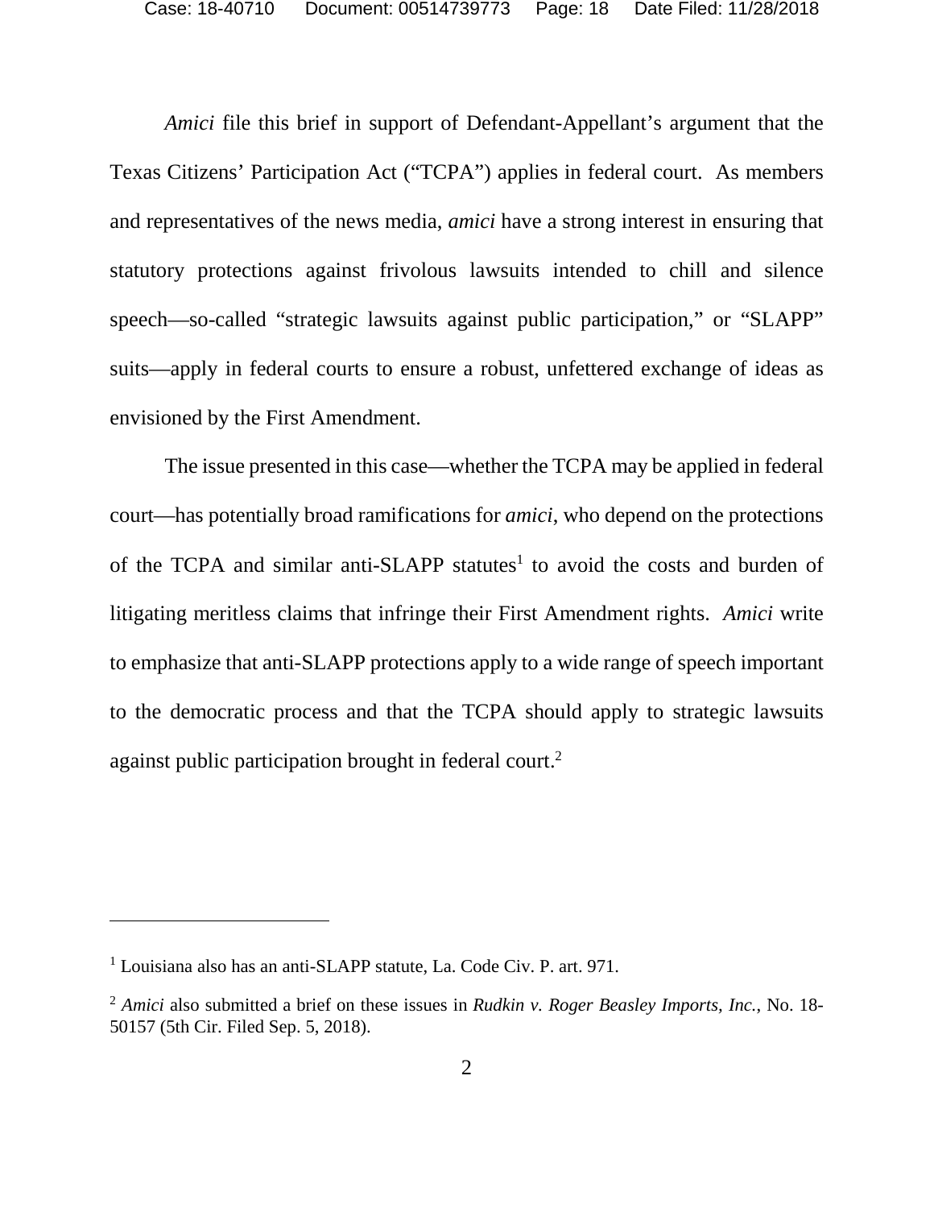*Amici* file this brief in support of Defendant-Appellant's argument that the Texas Citizens' Participation Act ("TCPA") applies in federal court. As members and representatives of the news media, *amici* have a strong interest in ensuring that statutory protections against frivolous lawsuits intended to chill and silence speech—so-called "strategic lawsuits against public participation," or "SLAPP" suits—apply in federal courts to ensure a robust, unfettered exchange of ideas as envisioned by the First Amendment.

The issue presented in this case—whether the TCPA may be applied in federal court—has potentially broad ramifications for *amici*, who depend on the protections of the TCPA and similar anti-SLAPP statutes[1] to avoid the costs and burden of litigating meritless claims that infringe their First Amendment rights. *Amici* write to emphasize that anti-SLAPP protections apply to a wide range of speech important to the democratic process and that the TCPA should apply to strategic lawsuits against public participation brought in federal court.[2]

---

[1] Louisiana also has an anti-SLAPP statute, La. Code Civ. P. art. 971.

[2] *Amici* also submitted a brief on these issues in *Rudkin v. Roger Beasley Imports, Inc.*, No. 18-50157 (5th Cir. Filed Sep. 5, 2018).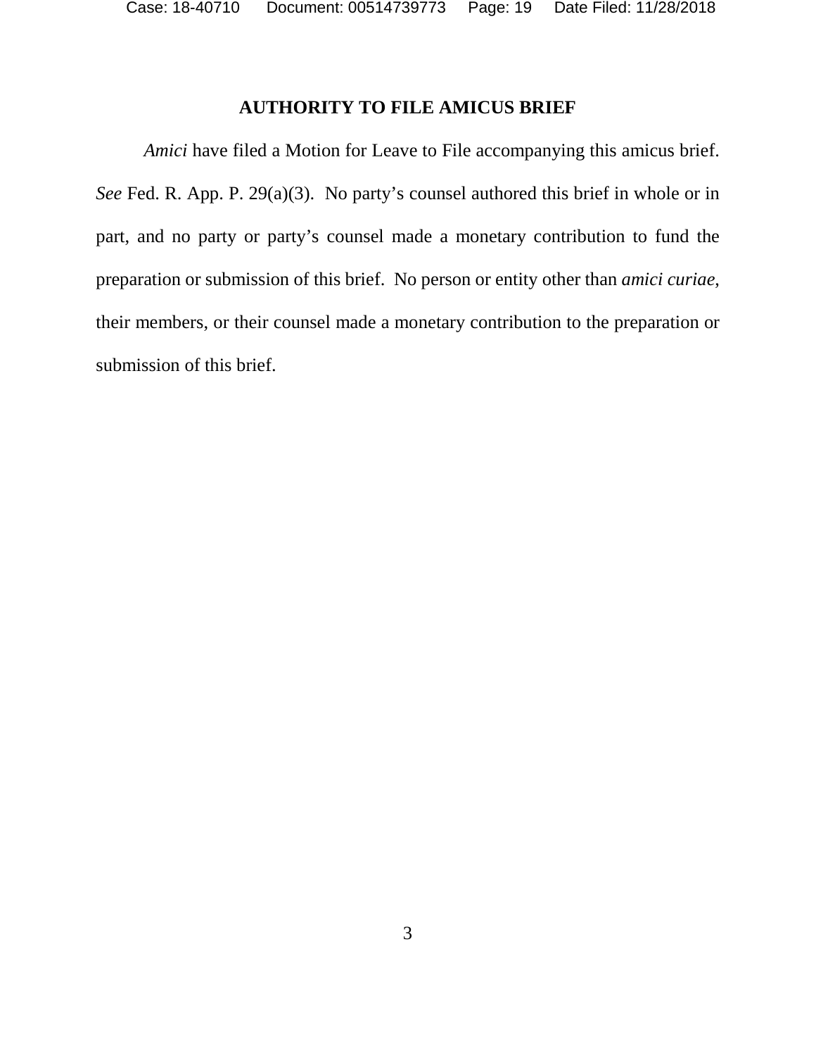## AUTHORITY TO FILE AMICUS BRIEF

*Amici* have filed a Motion for Leave to File accompanying this amicus brief. *See* Fed. R. App. P. 29(a)(3). No party's counsel authored this brief in whole or in part, and no party or party's counsel made a monetary contribution to fund the preparation or submission of this brief. No person or entity other than *amici curiae*, their members, or their counsel made a monetary contribution to the preparation or submission of this brief.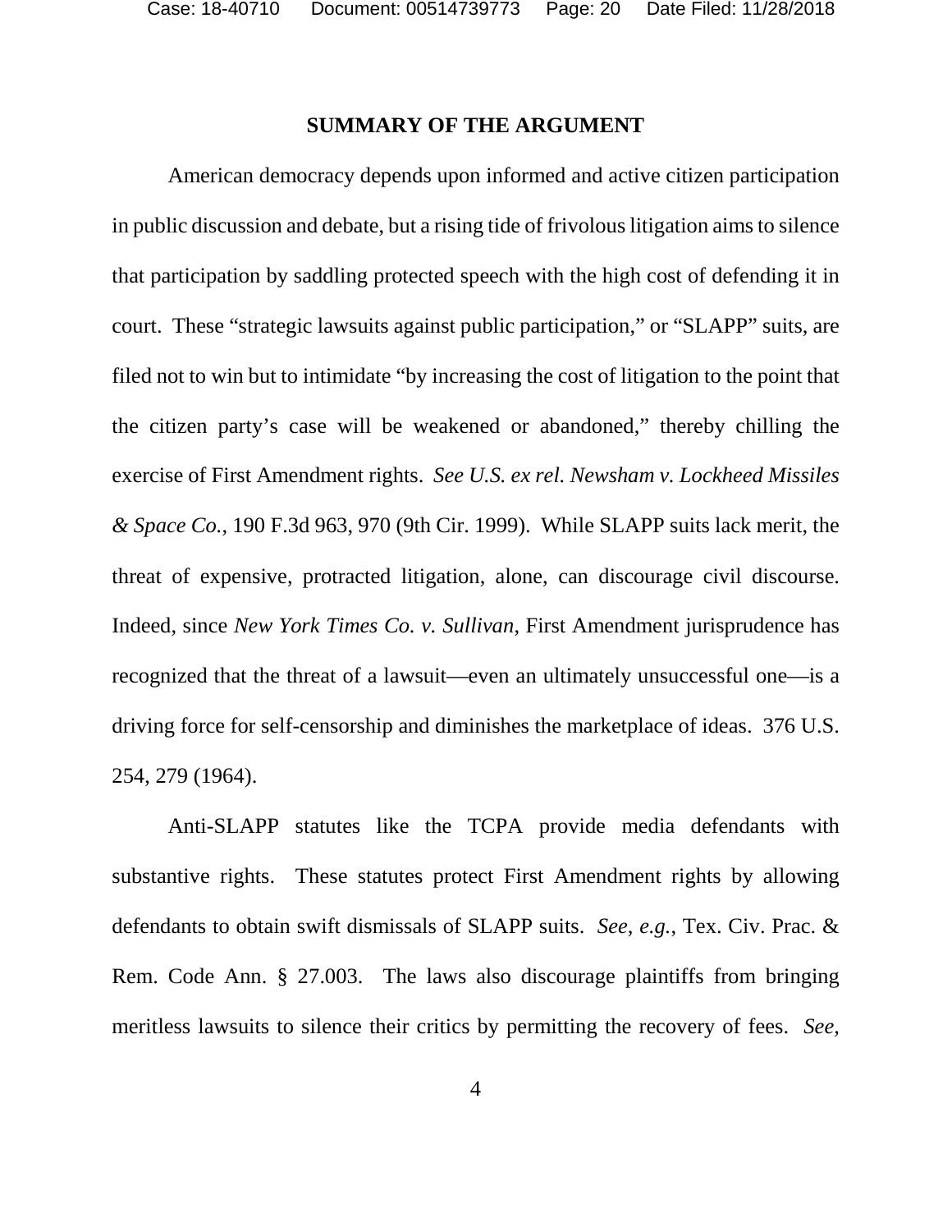## SUMMARY OF THE ARGUMENT

American democracy depends upon informed and active citizen participation in public discussion and debate, but a rising tide of frivolous litigation aims to silence that participation by saddling protected speech with the high cost of defending it in court. These "strategic lawsuits against public participation," or "SLAPP" suits, are filed not to win but to intimidate "by increasing the cost of litigation to the point that the citizen party's case will be weakened or abandoned," thereby chilling the exercise of First Amendment rights. *See U.S. ex rel. Newsham v. Lockheed Missiles & Space Co.*, 190 F.3d 963, 970 (9th Cir. 1999). While SLAPP suits lack merit, the threat of expensive, protracted litigation, alone, can discourage civil discourse. Indeed, since *New York Times Co. v. Sullivan*, First Amendment jurisprudence has recognized that the threat of a lawsuit—even an ultimately unsuccessful one—is a driving force for self-censorship and diminishes the marketplace of ideas. 376 U.S. 254, 279 (1964).

Anti-SLAPP statutes like the TCPA provide media defendants with substantive rights. These statutes protect First Amendment rights by allowing defendants to obtain swift dismissals of SLAPP suits. *See, e.g.*, Tex. Civ. Prac. & Rem. Code Ann. § 27.003. The laws also discourage plaintiffs from bringing meritless lawsuits to silence their critics by permitting the recovery of fees. *See*,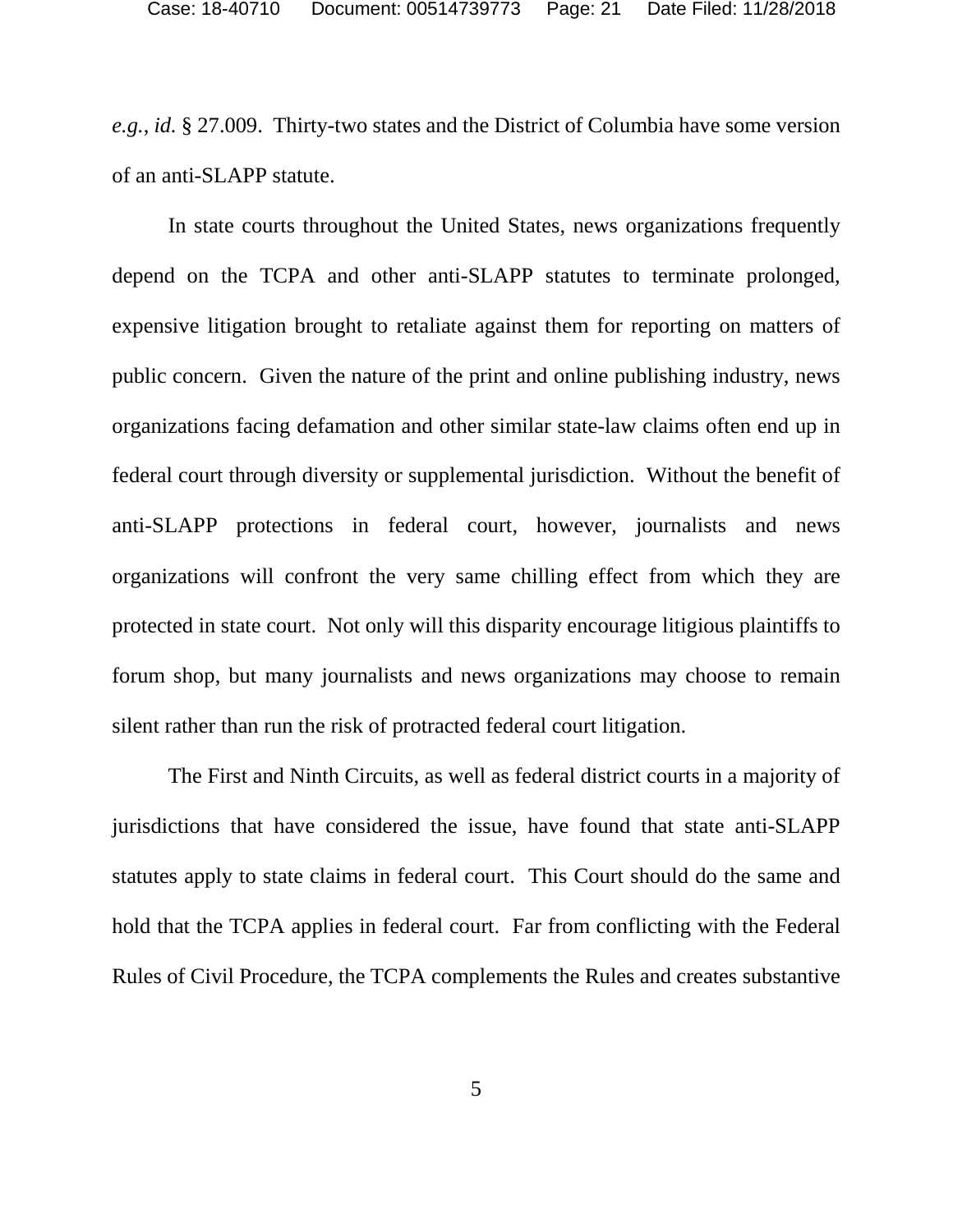*e.g.*, *id.* § 27.009. Thirty-two states and the District of Columbia have some version of an anti-SLAPP statute.

In state courts throughout the United States, news organizations frequently depend on the TCPA and other anti-SLAPP statutes to terminate prolonged, expensive litigation brought to retaliate against them for reporting on matters of public concern. Given the nature of the print and online publishing industry, news organizations facing defamation and other similar state-law claims often end up in federal court through diversity or supplemental jurisdiction. Without the benefit of anti-SLAPP protections in federal court, however, journalists and news organizations will confront the very same chilling effect from which they are protected in state court. Not only will this disparity encourage litigious plaintiffs to forum shop, but many journalists and news organizations may choose to remain silent rather than run the risk of protracted federal court litigation.

The First and Ninth Circuits, as well as federal district courts in a majority of jurisdictions that have considered the issue, have found that state anti-SLAPP statutes apply to state claims in federal court. This Court should do the same and hold that the TCPA applies in federal court. Far from conflicting with the Federal Rules of Civil Procedure, the TCPA complements the Rules and creates substantive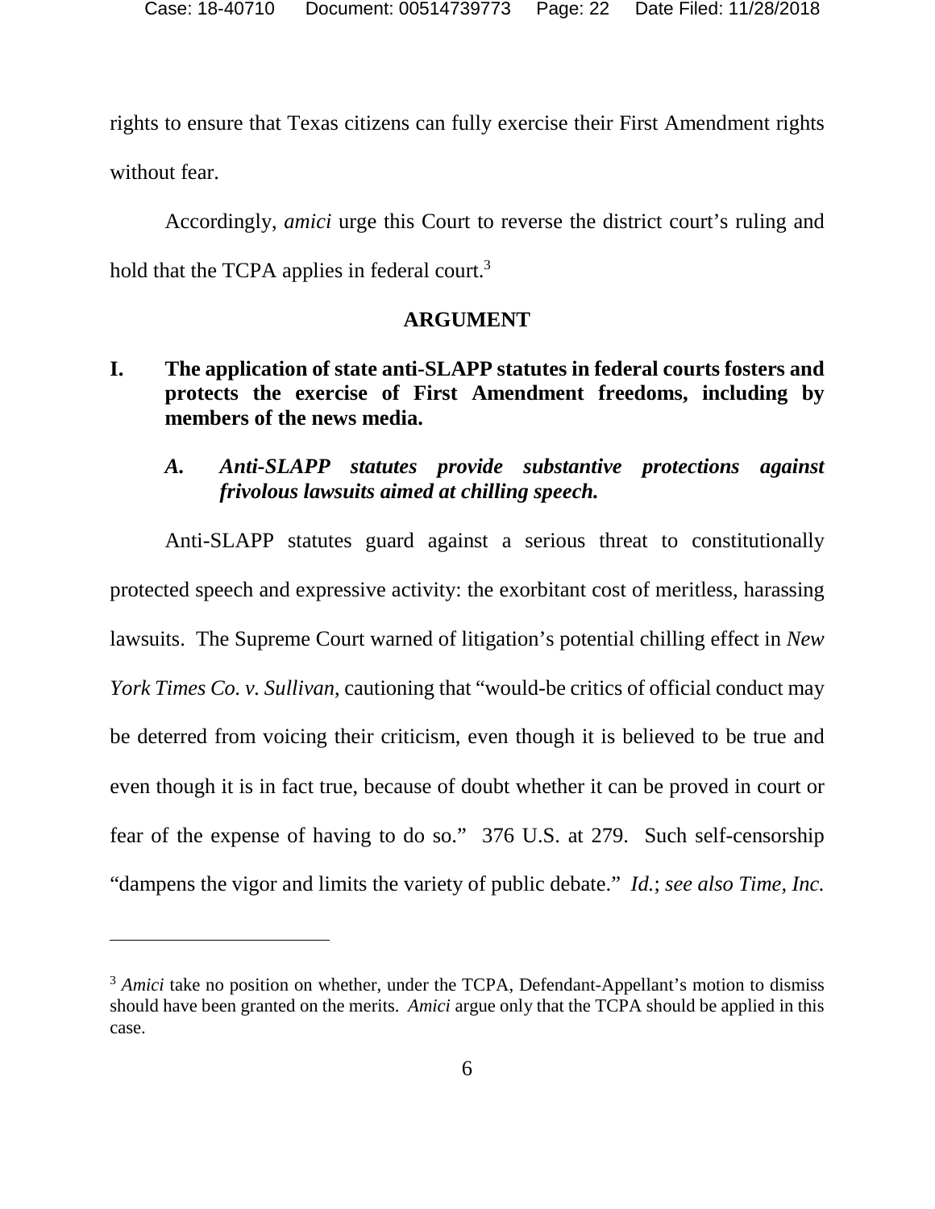rights to ensure that Texas citizens can fully exercise their First Amendment rights without fear.

Accordingly, *amici* urge this Court to reverse the district court's ruling and hold that the TCPA applies in federal court.[3]

## ARGUMENT

### I. The application of state anti-SLAPP statutes in federal courts fosters and protects the exercise of First Amendment freedoms, including by members of the news media.

#### *A. Anti-SLAPP statutes provide substantive protections against frivolous lawsuits aimed at chilling speech.*

Anti-SLAPP statutes guard against a serious threat to constitutionally protected speech and expressive activity: the exorbitant cost of meritless, harassing lawsuits. The Supreme Court warned of litigation's potential chilling effect in *New York Times Co. v. Sullivan*, cautioning that "would-be critics of official conduct may be deterred from voicing their criticism, even though it is believed to be true and even though it is in fact true, because of doubt whether it can be proved in court or fear of the expense of having to do so." 376 U.S. at 279. Such self-censorship "dampens the vigor and limits the variety of public debate." *Id.*; *see also Time, Inc.*

---

[3] *Amici* take no position on whether, under the TCPA, Defendant-Appellant's motion to dismiss should have been granted on the merits. *Amici* argue only that the TCPA should be applied in this case.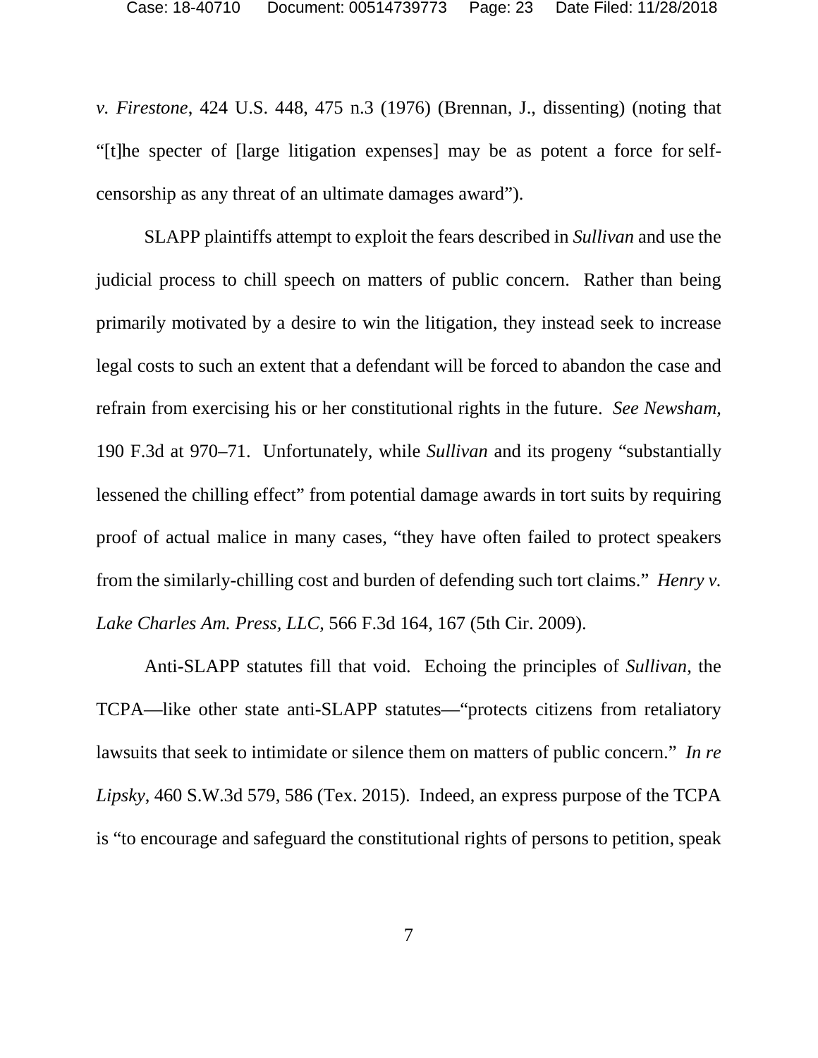*v. Firestone*, 424 U.S. 448, 475 n.3 (1976) (Brennan, J., dissenting) (noting that "[t]he specter of [large litigation expenses] may be as potent a force for self-censorship as any threat of an ultimate damages award").

SLAPP plaintiffs attempt to exploit the fears described in *Sullivan* and use the judicial process to chill speech on matters of public concern. Rather than being primarily motivated by a desire to win the litigation, they instead seek to increase legal costs to such an extent that a defendant will be forced to abandon the case and refrain from exercising his or her constitutional rights in the future. *See Newsham*, 190 F.3d at 970–71. Unfortunately, while *Sullivan* and its progeny "substantially lessened the chilling effect" from potential damage awards in tort suits by requiring proof of actual malice in many cases, "they have often failed to protect speakers from the similarly-chilling cost and burden of defending such tort claims." *Henry v. Lake Charles Am. Press, LLC*, 566 F.3d 164, 167 (5th Cir. 2009).

Anti-SLAPP statutes fill that void. Echoing the principles of *Sullivan*, the TCPA—like other state anti-SLAPP statutes—"protects citizens from retaliatory lawsuits that seek to intimidate or silence them on matters of public concern." *In re Lipsky*, 460 S.W.3d 579, 586 (Tex. 2015). Indeed, an express purpose of the TCPA is "to encourage and safeguard the constitutional rights of persons to petition, speak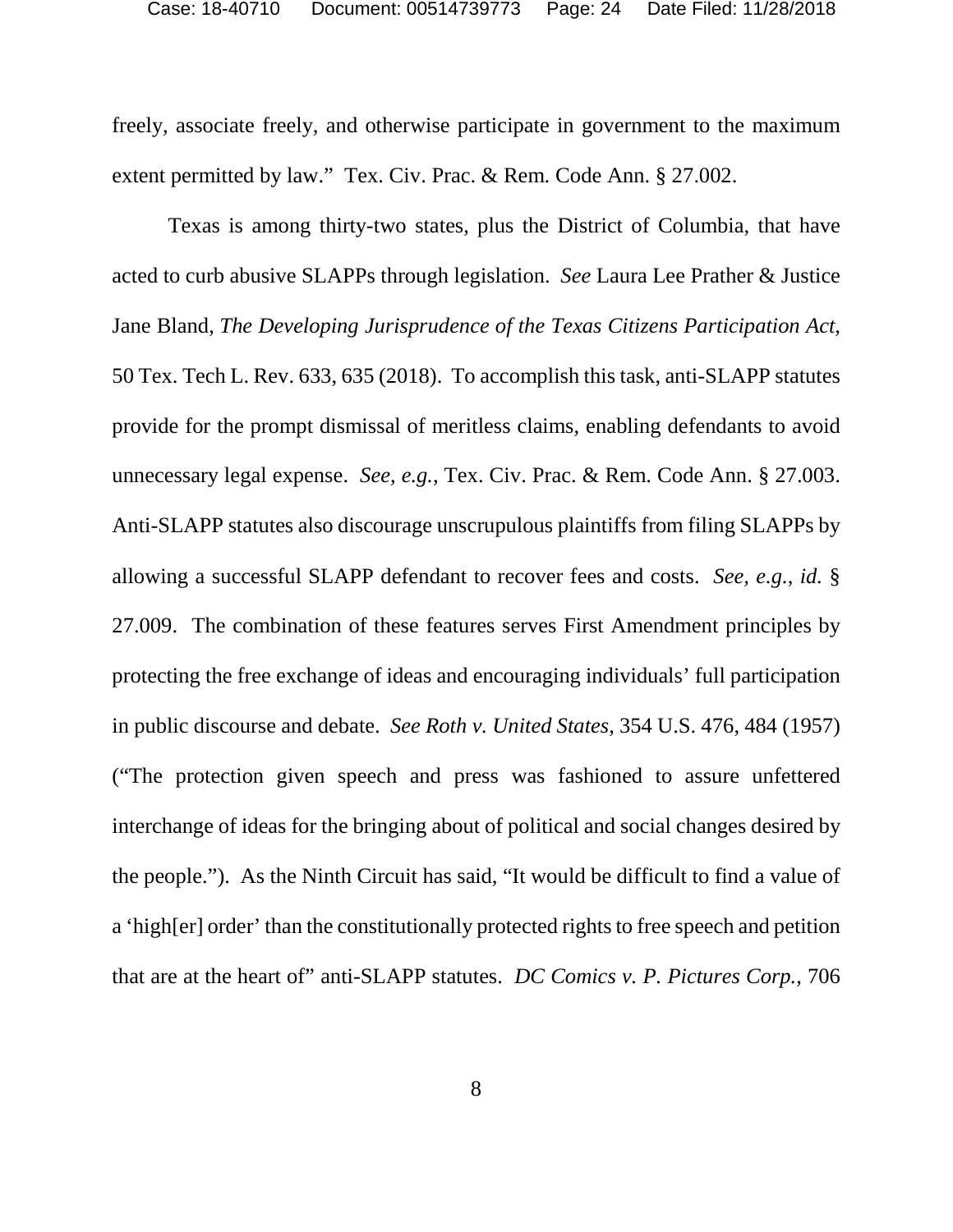freely, associate freely, and otherwise participate in government to the maximum extent permitted by law." Tex. Civ. Prac. & Rem. Code Ann. § 27.002.

Texas is among thirty-two states, plus the District of Columbia, that have acted to curb abusive SLAPPs through legislation. *See* Laura Lee Prather & Justice Jane Bland, *The Developing Jurisprudence of the Texas Citizens Participation Act*, 50 Tex. Tech L. Rev. 633, 635 (2018). To accomplish this task, anti-SLAPP statutes provide for the prompt dismissal of meritless claims, enabling defendants to avoid unnecessary legal expense. *See, e.g.*, Tex. Civ. Prac. & Rem. Code Ann. § 27.003. Anti-SLAPP statutes also discourage unscrupulous plaintiffs from filing SLAPPs by allowing a successful SLAPP defendant to recover fees and costs. *See, e.g.*, *id.* § 27.009. The combination of these features serves First Amendment principles by protecting the free exchange of ideas and encouraging individuals' full participation in public discourse and debate. *See Roth v. United States*, 354 U.S. 476, 484 (1957) ("The protection given speech and press was fashioned to assure unfettered interchange of ideas for the bringing about of political and social changes desired by the people."). As the Ninth Circuit has said, "It would be difficult to find a value of a 'high[er] order' than the constitutionally protected rights to free speech and petition that are at the heart of" anti-SLAPP statutes. *DC Comics v. P. Pictures Corp.*, 706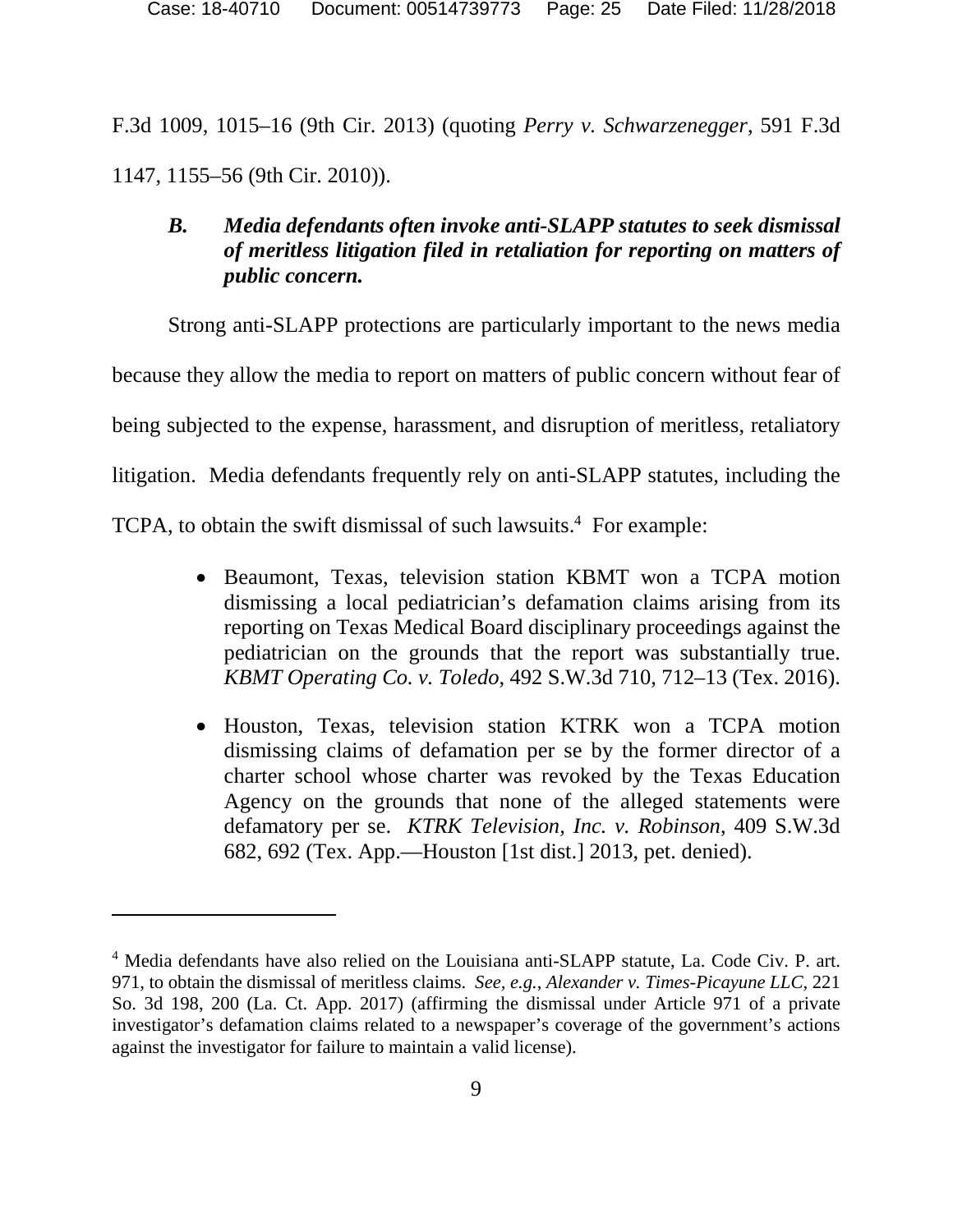F.3d 1009, 1015–16 (9th Cir. 2013) (quoting *Perry v. Schwarzenegger*, 591 F.3d 1147, 1155–56 (9th Cir. 2010)).

### *B. Media defendants often invoke anti-SLAPP statutes to seek dismissal of meritless litigation filed in retaliation for reporting on matters of public concern.*

Strong anti-SLAPP protections are particularly important to the news media because they allow the media to report on matters of public concern without fear of being subjected to the expense, harassment, and disruption of meritless, retaliatory litigation. Media defendants frequently rely on anti-SLAPP statutes, including the TCPA, to obtain the swift dismissal of such lawsuits.[4] For example:

- Beaumont, Texas, television station KBMT won a TCPA motion dismissing a local pediatrician's defamation claims arising from its reporting on Texas Medical Board disciplinary proceedings against the pediatrician on the grounds that the report was substantially true. *KBMT Operating Co. v. Toledo*, 492 S.W.3d 710, 712–13 (Tex. 2016).

- Houston, Texas, television station KTRK won a TCPA motion dismissing claims of defamation per se by the former director of a charter school whose charter was revoked by the Texas Education Agency on the grounds that none of the alleged statements were defamatory per se. *KTRK Television, Inc. v. Robinson*, 409 S.W.3d 682, 692 (Tex. App.—Houston [1st dist.] 2013, pet. denied).

---

[4] Media defendants have also relied on the Louisiana anti-SLAPP statute, La. Code Civ. P. art. 971, to obtain the dismissal of meritless claims. *See, e.g.*, *Alexander v. Times-Picayune LLC*, 221 So. 3d 198, 200 (La. Ct. App. 2017) (affirming the dismissal under Article 971 of a private investigator's defamation claims related to a newspaper's coverage of the government's actions against the investigator for failure to maintain a valid license).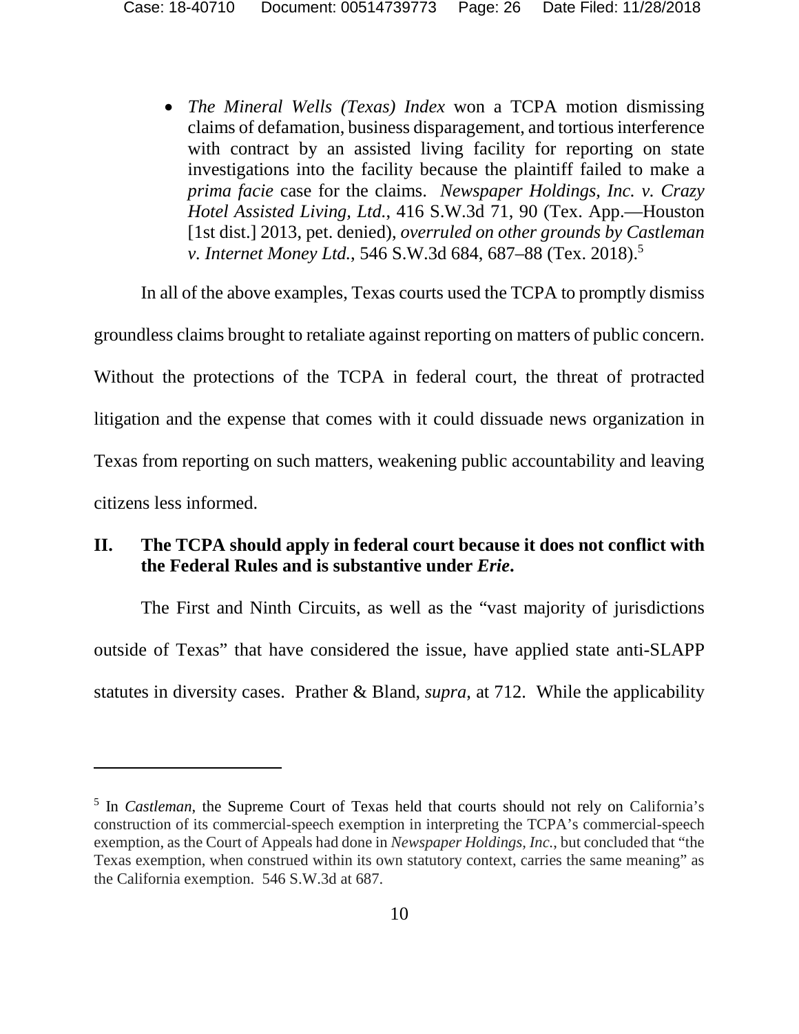- *The Mineral Wells (Texas) Index* won a TCPA motion dismissing claims of defamation, business disparagement, and tortious interference with contract by an assisted living facility for reporting on state investigations into the facility because the plaintiff failed to make a *prima facie* case for the claims. *Newspaper Holdings, Inc. v. Crazy Hotel Assisted Living, Ltd.*, 416 S.W.3d 71, 90 (Tex. App.—Houston [1st dist.] 2013, pet. denied), *overruled on other grounds by Castleman v. Internet Money Ltd.*, 546 S.W.3d 684, 687–88 (Tex. 2018).[5]

In all of the above examples, Texas courts used the TCPA to promptly dismiss groundless claims brought to retaliate against reporting on matters of public concern. Without the protections of the TCPA in federal court, the threat of protracted litigation and the expense that comes with it could dissuade news organization in Texas from reporting on such matters, weakening public accountability and leaving citizens less informed.

## II. The TCPA should apply in federal court because it does not conflict with the Federal Rules and is substantive under *Erie*.

The First and Ninth Circuits, as well as the "vast majority of jurisdictions outside of Texas" that have considered the issue, have applied state anti-SLAPP statutes in diversity cases. Prather & Bland, *supra*, at 712. While the applicability

---

[5] In *Castleman*, the Supreme Court of Texas held that courts should not rely on California's construction of its commercial-speech exemption in interpreting the TCPA's commercial-speech exemption, as the Court of Appeals had done in *Newspaper Holdings, Inc.*, but concluded that "the Texas exemption, when construed within its own statutory context, carries the same meaning" as the California exemption. 546 S.W.3d at 687.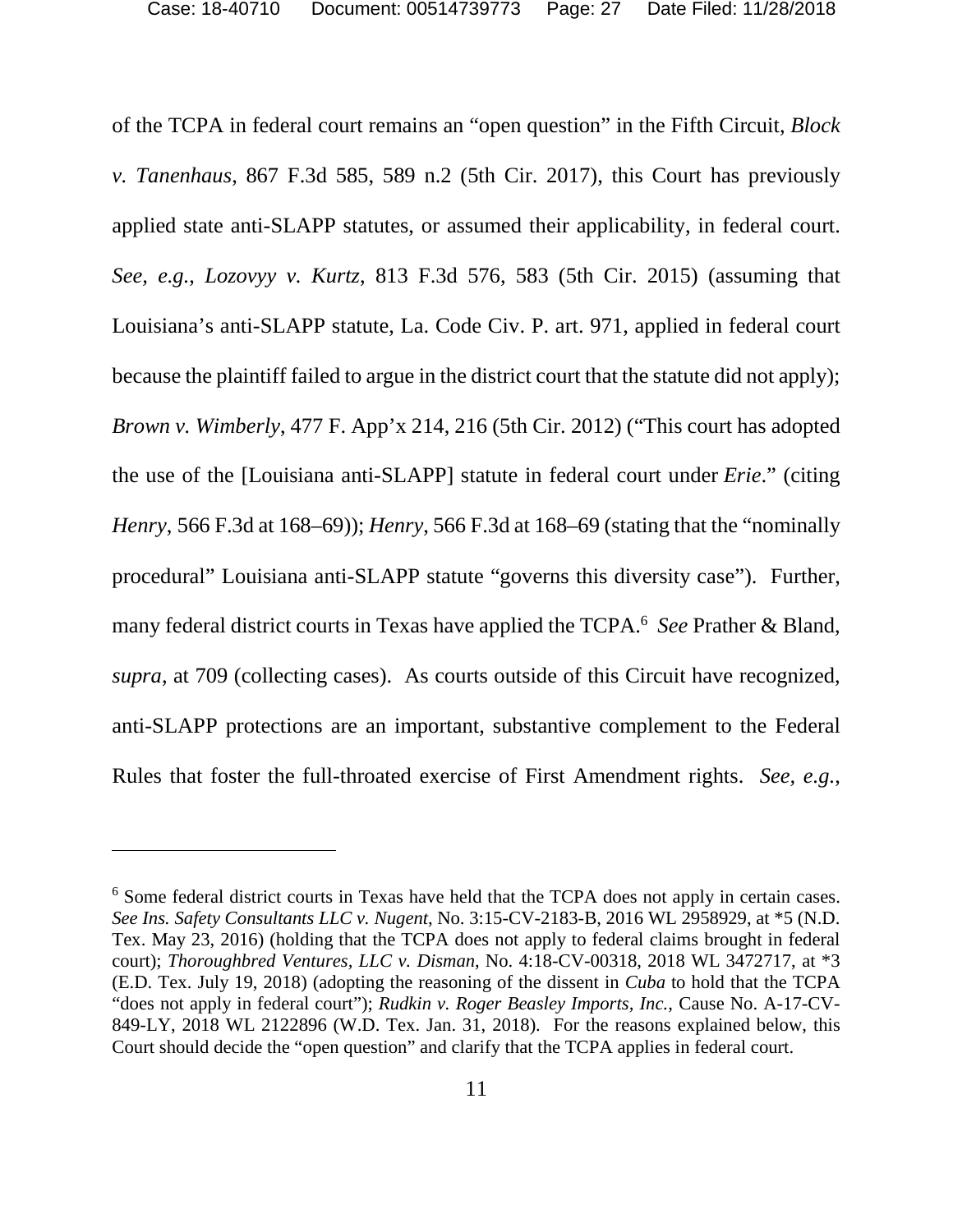of the TCPA in federal court remains an "open question" in the Fifth Circuit, *Block v. Tanenhaus*, 867 F.3d 585, 589 n.2 (5th Cir. 2017), this Court has previously applied state anti-SLAPP statutes, or assumed their applicability, in federal court. *See, e.g.*, *Lozovyy v. Kurtz*, 813 F.3d 576, 583 (5th Cir. 2015) (assuming that Louisiana's anti-SLAPP statute, La. Code Civ. P. art. 971, applied in federal court because the plaintiff failed to argue in the district court that the statute did not apply); *Brown v. Wimberly*, 477 F. App'x 214, 216 (5th Cir. 2012) ("This court has adopted the use of the [Louisiana anti-SLAPP] statute in federal court under *Erie*." (citing *Henry*, 566 F.3d at 168–69)); *Henry*, 566 F.3d at 168–69 (stating that the "nominally procedural" Louisiana anti-SLAPP statute "governs this diversity case"). Further, many federal district courts in Texas have applied the TCPA.[6] *See* Prather & Bland, *supra*, at 709 (collecting cases). As courts outside of this Circuit have recognized, anti-SLAPP protections are an important, substantive complement to the Federal Rules that foster the full-throated exercise of First Amendment rights. *See, e.g.*,

---

[6] Some federal district courts in Texas have held that the TCPA does not apply in certain cases. *See Ins. Safety Consultants LLC v. Nugent*, No. 3:15-CV-2183-B, 2016 WL 2958929, at *5 (N.D. Tex. May 23, 2016) (holding that the TCPA does not apply to federal claims brought in federal court); *Thoroughbred Ventures, LLC v. Disman*, No. 4:18-CV-00318, 2018 WL 3472717, at *3 (E.D. Tex. July 19, 2018) (adopting the reasoning of the dissent in *Cuba* to hold that the TCPA "does not apply in federal court"); *Rudkin v. Roger Beasley Imports, Inc.*, Cause No. A-17-CV-849-LY, 2018 WL 2122896 (W.D. Tex. Jan. 31, 2018). For the reasons explained below, this Court should decide the "open question" and clarify that the TCPA applies in federal court.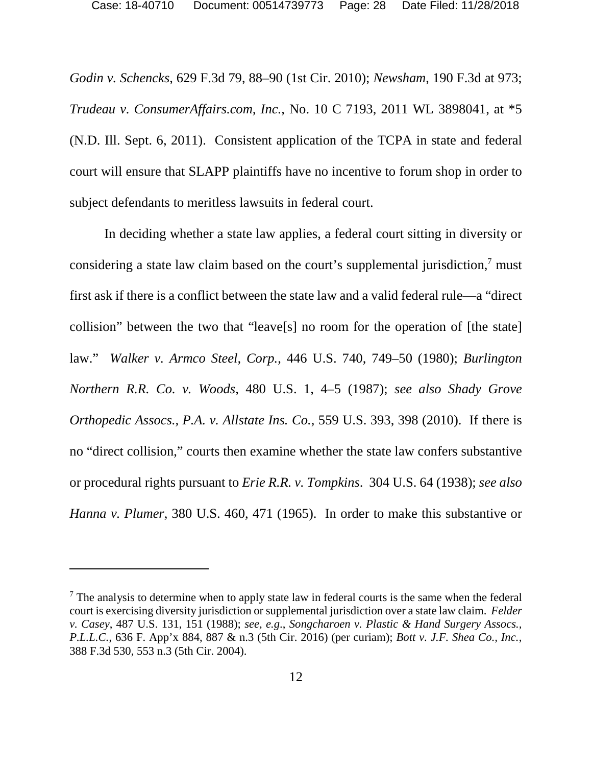*Godin v. Schencks*, 629 F.3d 79, 88–90 (1st Cir. 2010); *Newsham*, 190 F.3d at 973; *Trudeau v. ConsumerAffairs.com, Inc.*, No. 10 C 7193, 2011 WL 3898041, at *5 (N.D. Ill. Sept. 6, 2011). Consistent application of the TCPA in state and federal court will ensure that SLAPP plaintiffs have no incentive to forum shop in order to subject defendants to meritless lawsuits in federal court.

In deciding whether a state law applies, a federal court sitting in diversity or considering a state law claim based on the court's supplemental jurisdiction,[7] must first ask if there is a conflict between the state law and a valid federal rule—a "direct collision" between the two that "leave[s] no room for the operation of [the state] law." *Walker v. Armco Steel, Corp.*, 446 U.S. 740, 749–50 (1980); *Burlington Northern R.R. Co. v. Woods*, 480 U.S. 1, 4–5 (1987); *see also Shady Grove Orthopedic Assocs., P.A. v. Allstate Ins. Co.*, 559 U.S. 393, 398 (2010). If there is no "direct collision," courts then examine whether the state law confers substantive or procedural rights pursuant to *Erie R.R. v. Tompkins*. 304 U.S. 64 (1938); *see also Hanna v. Plumer*, 380 U.S. 460, 471 (1965). In order to make this substantive or

[7] The analysis to determine when to apply state law in federal courts is the same when the federal court is exercising diversity jurisdiction or supplemental jurisdiction over a state law claim. *Felder v. Casey*, 487 U.S. 131, 151 (1988); *see, e.g.*, *Songcharoen v. Plastic & Hand Surgery Assocs., P.L.L.C.*, 636 F. App'x 884, 887 & n.3 (5th Cir. 2016) (per curiam); *Bott v. J.F. Shea Co., Inc.*, 388 F.3d 530, 553 n.3 (5th Cir. 2004).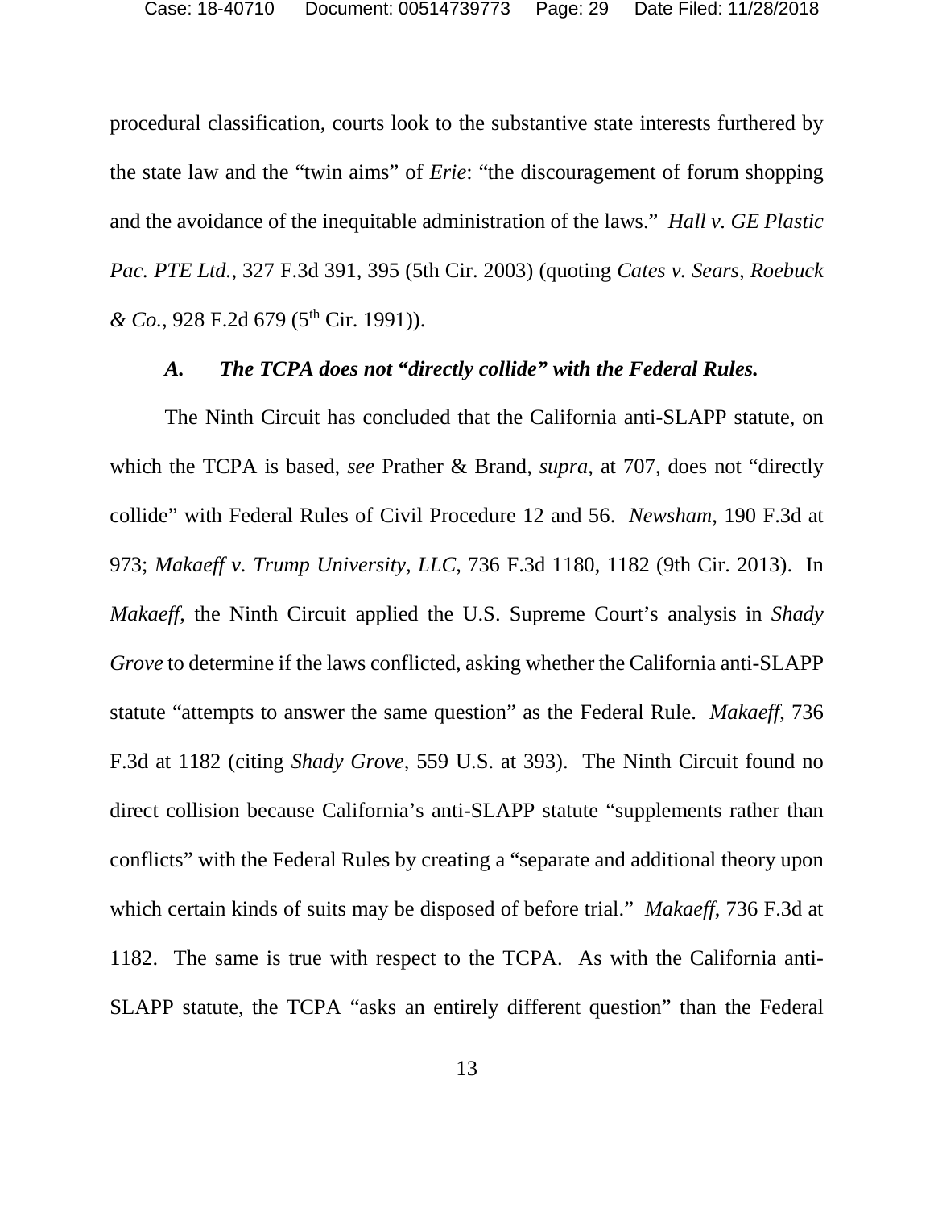procedural classification, courts look to the substantive state interests furthered by the state law and the "twin aims" of *Erie*: "the discouragement of forum shopping and the avoidance of the inequitable administration of the laws." *Hall v. GE Plastic Pac. PTE Ltd.*, 327 F.3d 391, 395 (5th Cir. 2003) (quoting *Cates v. Sears, Roebuck & Co.*, 928 F.2d 679 (5th Cir. 1991)).

### *A. The TCPA does not "directly collide" with the Federal Rules.*

The Ninth Circuit has concluded that the California anti-SLAPP statute, on which the TCPA is based, *see* Prather & Brand, *supra*, at 707, does not "directly collide" with Federal Rules of Civil Procedure 12 and 56. *Newsham*, 190 F.3d at 973; *Makaeff v. Trump University, LLC*, 736 F.3d 1180, 1182 (9th Cir. 2013). In *Makaeff*, the Ninth Circuit applied the U.S. Supreme Court's analysis in *Shady Grove* to determine if the laws conflicted, asking whether the California anti-SLAPP statute "attempts to answer the same question" as the Federal Rule. *Makaeff*, 736 F.3d at 1182 (citing *Shady Grove*, 559 U.S. at 393). The Ninth Circuit found no direct collision because California's anti-SLAPP statute "supplements rather than conflicts" with the Federal Rules by creating a "separate and additional theory upon which certain kinds of suits may be disposed of before trial." *Makaeff*, 736 F.3d at 1182. The same is true with respect to the TCPA. As with the California anti-SLAPP statute, the TCPA "asks an entirely different question" than the Federal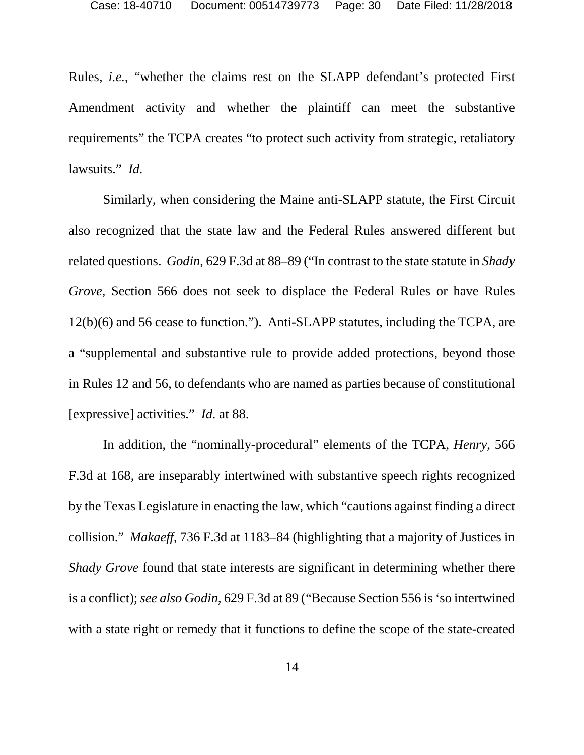Rules, *i.e.*, "whether the claims rest on the SLAPP defendant's protected First Amendment activity and whether the plaintiff can meet the substantive requirements" the TCPA creates "to protect such activity from strategic, retaliatory lawsuits." *Id.*

Similarly, when considering the Maine anti-SLAPP statute, the First Circuit also recognized that the state law and the Federal Rules answered different but related questions. *Godin*, 629 F.3d at 88–89 ("In contrast to the state statute in *Shady Grove*, Section 566 does not seek to displace the Federal Rules or have Rules 12(b)(6) and 56 cease to function."). Anti-SLAPP statutes, including the TCPA, are a "supplemental and substantive rule to provide added protections, beyond those in Rules 12 and 56, to defendants who are named as parties because of constitutional [expressive] activities." *Id.* at 88.

In addition, the "nominally-procedural" elements of the TCPA, *Henry*, 566 F.3d at 168, are inseparably intertwined with substantive speech rights recognized by the Texas Legislature in enacting the law, which "cautions against finding a direct collision." *Makaeff*, 736 F.3d at 1183–84 (highlighting that a majority of Justices in *Shady Grove* found that state interests are significant in determining whether there is a conflict); *see also Godin*, 629 F.3d at 89 ("Because Section 556 is 'so intertwined with a state right or remedy that it functions to define the scope of the state-created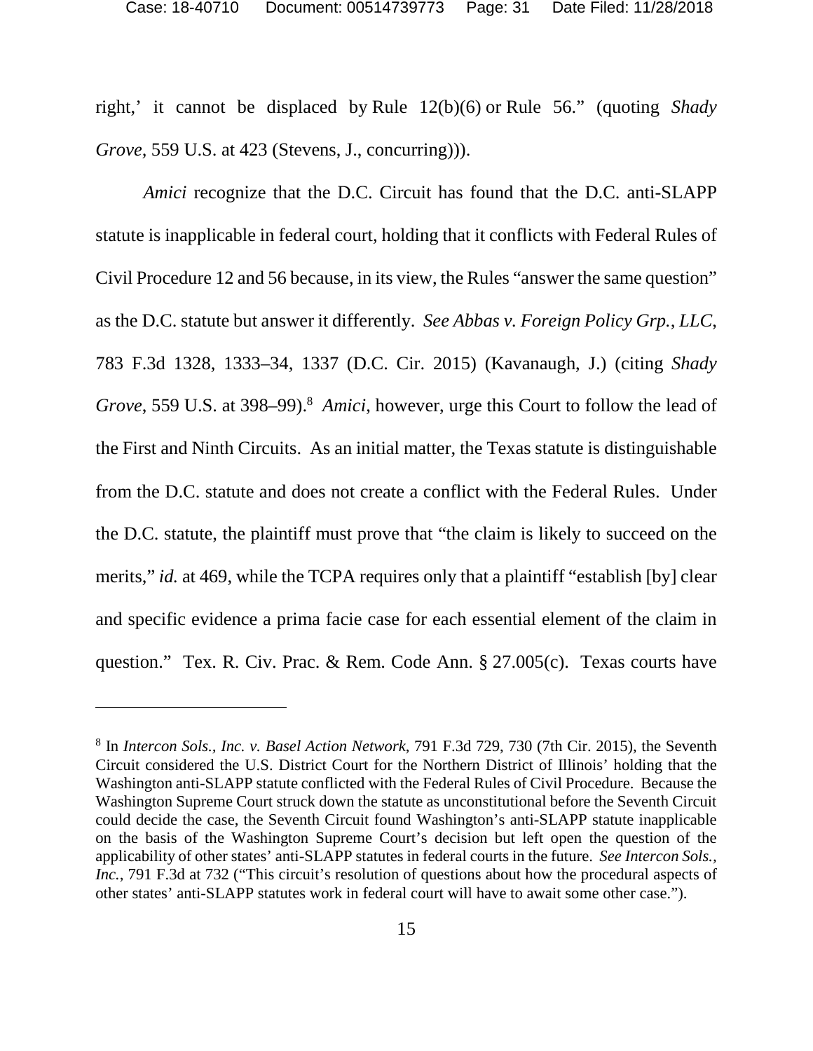right,' it cannot be displaced by Rule 12(b)(6) or Rule 56." (quoting *Shady Grove*, 559 U.S. at 423 (Stevens, J., concurring))).

*Amici* recognize that the D.C. Circuit has found that the D.C. anti-SLAPP statute is inapplicable in federal court, holding that it conflicts with Federal Rules of Civil Procedure 12 and 56 because, in its view, the Rules "answer the same question" as the D.C. statute but answer it differently. *See Abbas v. Foreign Policy Grp., LLC*, 783 F.3d 1328, 1333–34, 1337 (D.C. Cir. 2015) (Kavanaugh, J.) (citing *Shady Grove*, 559 U.S. at 398–99).[8] *Amici*, however, urge this Court to follow the lead of the First and Ninth Circuits. As an initial matter, the Texas statute is distinguishable from the D.C. statute and does not create a conflict with the Federal Rules. Under the D.C. statute, the plaintiff must prove that "the claim is likely to succeed on the merits," *id.* at 469, while the TCPA requires only that a plaintiff "establish [by] clear and specific evidence a prima facie case for each essential element of the claim in question." Tex. R. Civ. Prac. & Rem. Code Ann. § 27.005(c). Texas courts have

---

[8] In *Intercon Sols., Inc. v. Basel Action Network*, 791 F.3d 729, 730 (7th Cir. 2015), the Seventh Circuit considered the U.S. District Court for the Northern District of Illinois' holding that the Washington anti-SLAPP statute conflicted with the Federal Rules of Civil Procedure. Because the Washington Supreme Court struck down the statute as unconstitutional before the Seventh Circuit could decide the case, the Seventh Circuit found Washington's anti-SLAPP statute inapplicable on the basis of the Washington Supreme Court's decision but left open the question of the applicability of other states' anti-SLAPP statutes in federal courts in the future. *See Intercon Sols., Inc.*, 791 F.3d at 732 ("This circuit's resolution of questions about how the procedural aspects of other states' anti-SLAPP statutes work in federal court will have to await some other case.").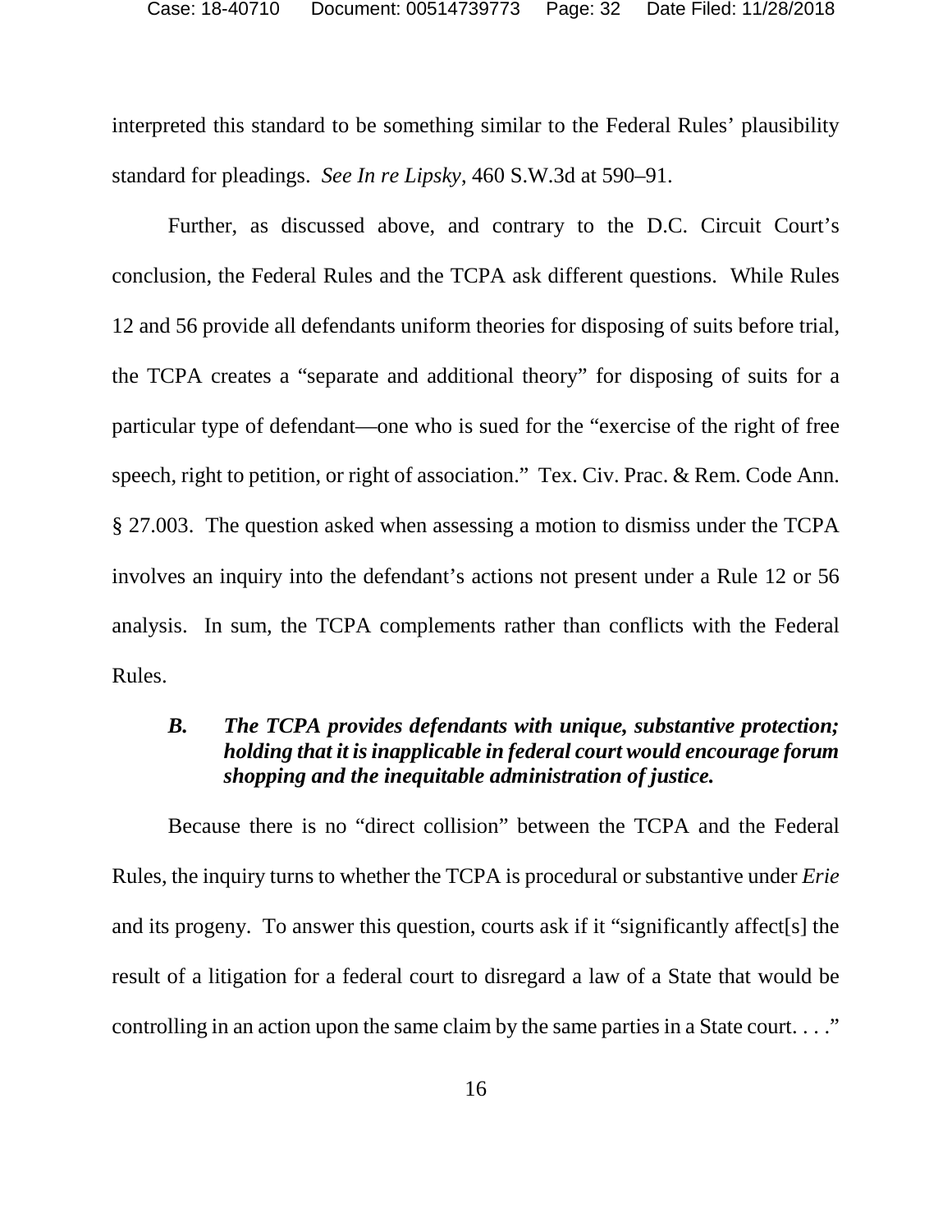interpreted this standard to be something similar to the Federal Rules' plausibility standard for pleadings. *See In re Lipsky*, 460 S.W.3d at 590–91.

Further, as discussed above, and contrary to the D.C. Circuit Court's conclusion, the Federal Rules and the TCPA ask different questions. While Rules 12 and 56 provide all defendants uniform theories for disposing of suits before trial, the TCPA creates a "separate and additional theory" for disposing of suits for a particular type of defendant—one who is sued for the "exercise of the right of free speech, right to petition, or right of association." Tex. Civ. Prac. & Rem. Code Ann. § 27.003. The question asked when assessing a motion to dismiss under the TCPA involves an inquiry into the defendant's actions not present under a Rule 12 or 56 analysis. In sum, the TCPA complements rather than conflicts with the Federal Rules.

### *B. The TCPA provides defendants with unique, substantive protection; holding that it is inapplicable in federal court would encourage forum shopping and the inequitable administration of justice.*

Because there is no "direct collision" between the TCPA and the Federal Rules, the inquiry turns to whether the TCPA is procedural or substantive under *Erie* and its progeny. To answer this question, courts ask if it "significantly affect[s] the result of a litigation for a federal court to disregard a law of a State that would be controlling in an action upon the same claim by the same parties in a State court. . . ."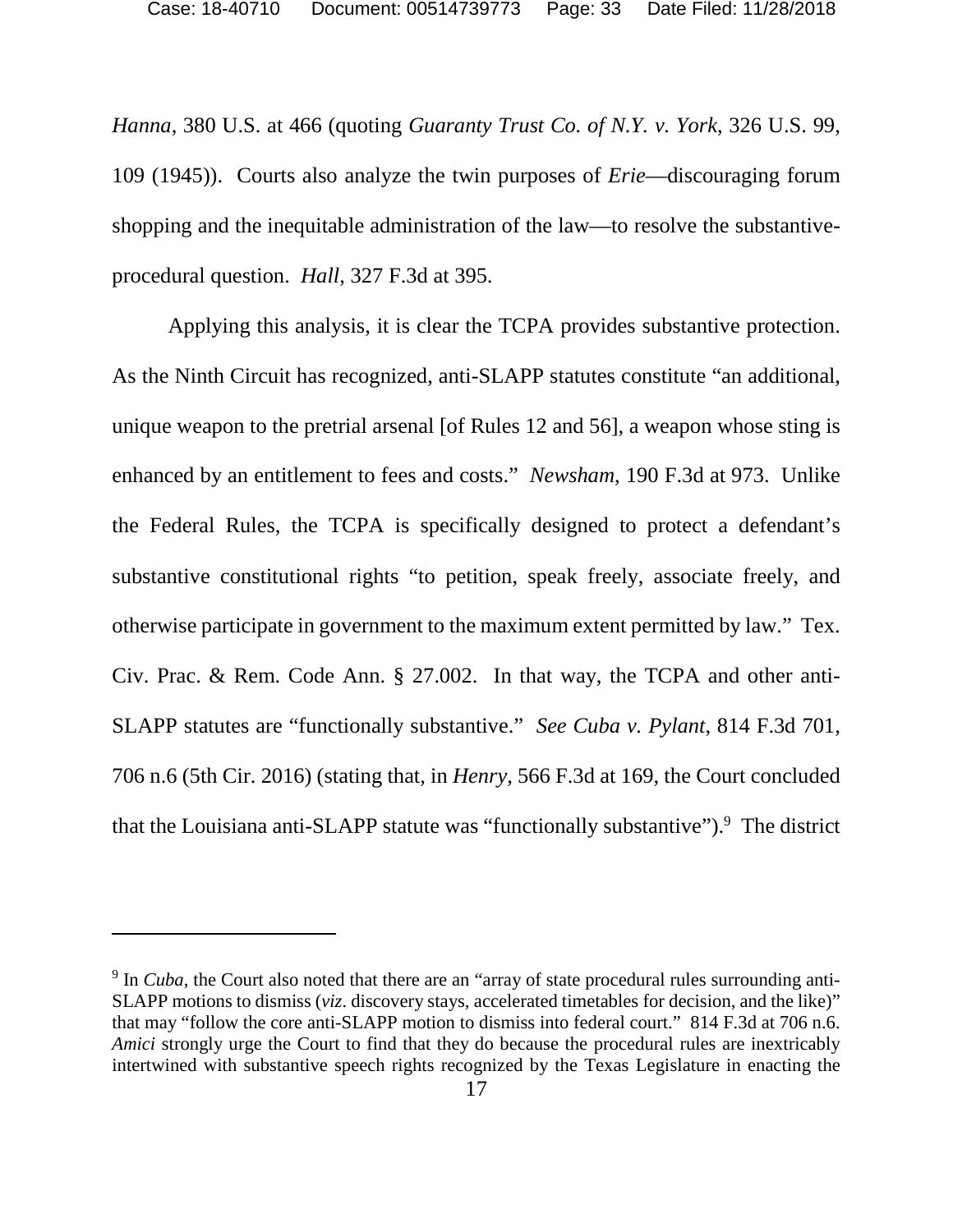*Hanna*, 380 U.S. at 466 (quoting *Guaranty Trust Co. of N.Y. v. York*, 326 U.S. 99, 109 (1945)). Courts also analyze the twin purposes of *Erie*—discouraging forum shopping and the inequitable administration of the law—to resolve the substantive-procedural question. *Hall*, 327 F.3d at 395.

Applying this analysis, it is clear the TCPA provides substantive protection. As the Ninth Circuit has recognized, anti-SLAPP statutes constitute "an additional, unique weapon to the pretrial arsenal [of Rules 12 and 56], a weapon whose sting is enhanced by an entitlement to fees and costs." *Newsham*, 190 F.3d at 973. Unlike the Federal Rules, the TCPA is specifically designed to protect a defendant's substantive constitutional rights "to petition, speak freely, associate freely, and otherwise participate in government to the maximum extent permitted by law." Tex. Civ. Prac. & Rem. Code Ann. § 27.002. In that way, the TCPA and other anti-SLAPP statutes are "functionally substantive." *See Cuba v. Pylant*, 814 F.3d 701, 706 n.6 (5th Cir. 2016) (stating that, in *Henry*, 566 F.3d at 169, the Court concluded that the Louisiana anti-SLAPP statute was "functionally substantive").[9] The district

---

[9] In *Cuba*, the Court also noted that there are an "array of state procedural rules surrounding anti-SLAPP motions to dismiss (*viz*. discovery stays, accelerated timetables for decision, and the like)" that may "follow the core anti-SLAPP motion to dismiss into federal court." 814 F.3d at 706 n.6. *Amici* strongly urge the Court to find that they do because the procedural rules are inextricably intertwined with substantive speech rights recognized by the Texas Legislature in enacting the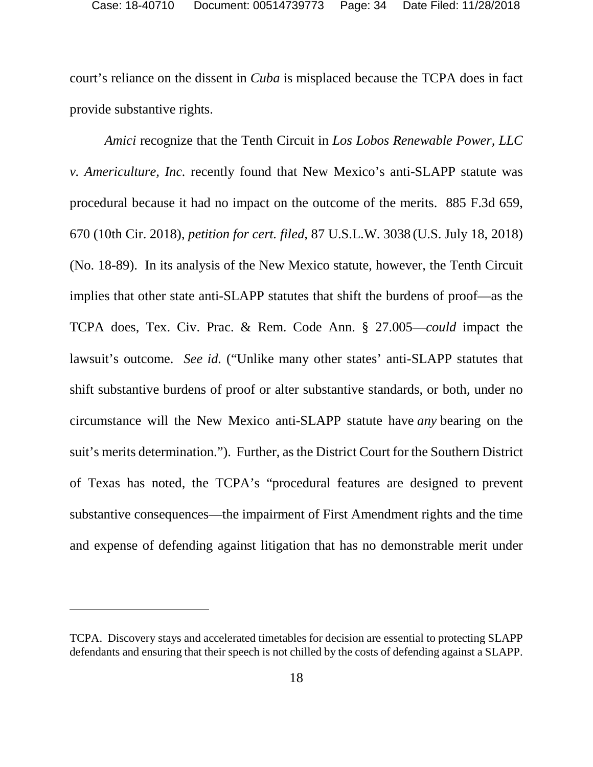court's reliance on the dissent in *Cuba* is misplaced because the TCPA does in fact provide substantive rights.

*Amici* recognize that the Tenth Circuit in *Los Lobos Renewable Power, LLC v. Americulture, Inc.* recently found that New Mexico's anti-SLAPP statute was procedural because it had no impact on the outcome of the merits. 885 F.3d 659, 670 (10th Cir. 2018), *petition for cert. filed*, 87 U.S.L.W. 3038 (U.S. July 18, 2018) (No. 18-89). In its analysis of the New Mexico statute, however, the Tenth Circuit implies that other state anti-SLAPP statutes that shift the burdens of proof—as the TCPA does, Tex. Civ. Prac. & Rem. Code Ann. § 27.005—*could* impact the lawsuit's outcome. *See id.* ("Unlike many other states' anti-SLAPP statutes that shift substantive burdens of proof or alter substantive standards, or both, under no circumstance will the New Mexico anti-SLAPP statute have *any* bearing on the suit's merits determination."). Further, as the District Court for the Southern District of Texas has noted, the TCPA's "procedural features are designed to prevent substantive consequences—the impairment of First Amendment rights and the time and expense of defending against litigation that has no demonstrable merit under

---

TCPA. Discovery stays and accelerated timetables for decision are essential to protecting SLAPP defendants and ensuring that their speech is not chilled by the costs of defending against a SLAPP.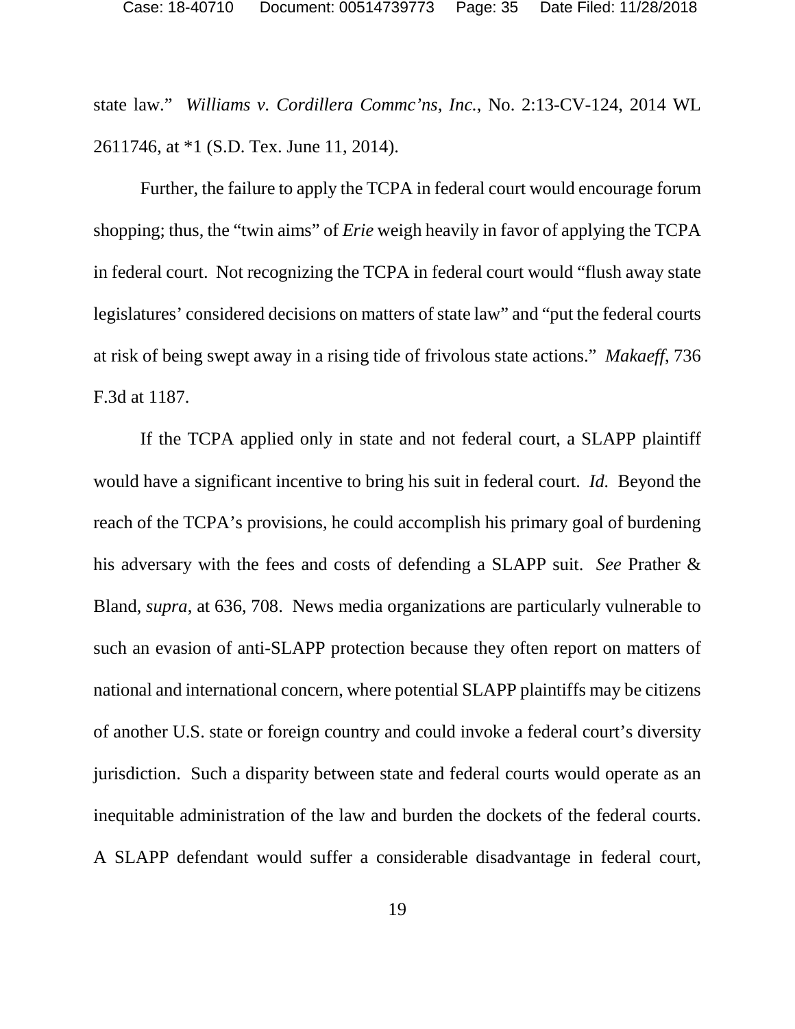state law." *Williams v. Cordillera Commc'ns, Inc.*, No. 2:13-CV-124, 2014 WL 2611746, at *1 (S.D. Tex. June 11, 2014).

Further, the failure to apply the TCPA in federal court would encourage forum shopping; thus, the "twin aims" of *Erie* weigh heavily in favor of applying the TCPA in federal court. Not recognizing the TCPA in federal court would "flush away state legislatures' considered decisions on matters of state law" and "put the federal courts at risk of being swept away in a rising tide of frivolous state actions." *Makaeff*, 736 F.3d at 1187.

If the TCPA applied only in state and not federal court, a SLAPP plaintiff would have a significant incentive to bring his suit in federal court. *Id.* Beyond the reach of the TCPA's provisions, he could accomplish his primary goal of burdening his adversary with the fees and costs of defending a SLAPP suit. *See* Prather & Bland, *supra*, at 636, 708. News media organizations are particularly vulnerable to such an evasion of anti-SLAPP protection because they often report on matters of national and international concern, where potential SLAPP plaintiffs may be citizens of another U.S. state or foreign country and could invoke a federal court's diversity jurisdiction. Such a disparity between state and federal courts would operate as an inequitable administration of the law and burden the dockets of the federal courts. A SLAPP defendant would suffer a considerable disadvantage in federal court,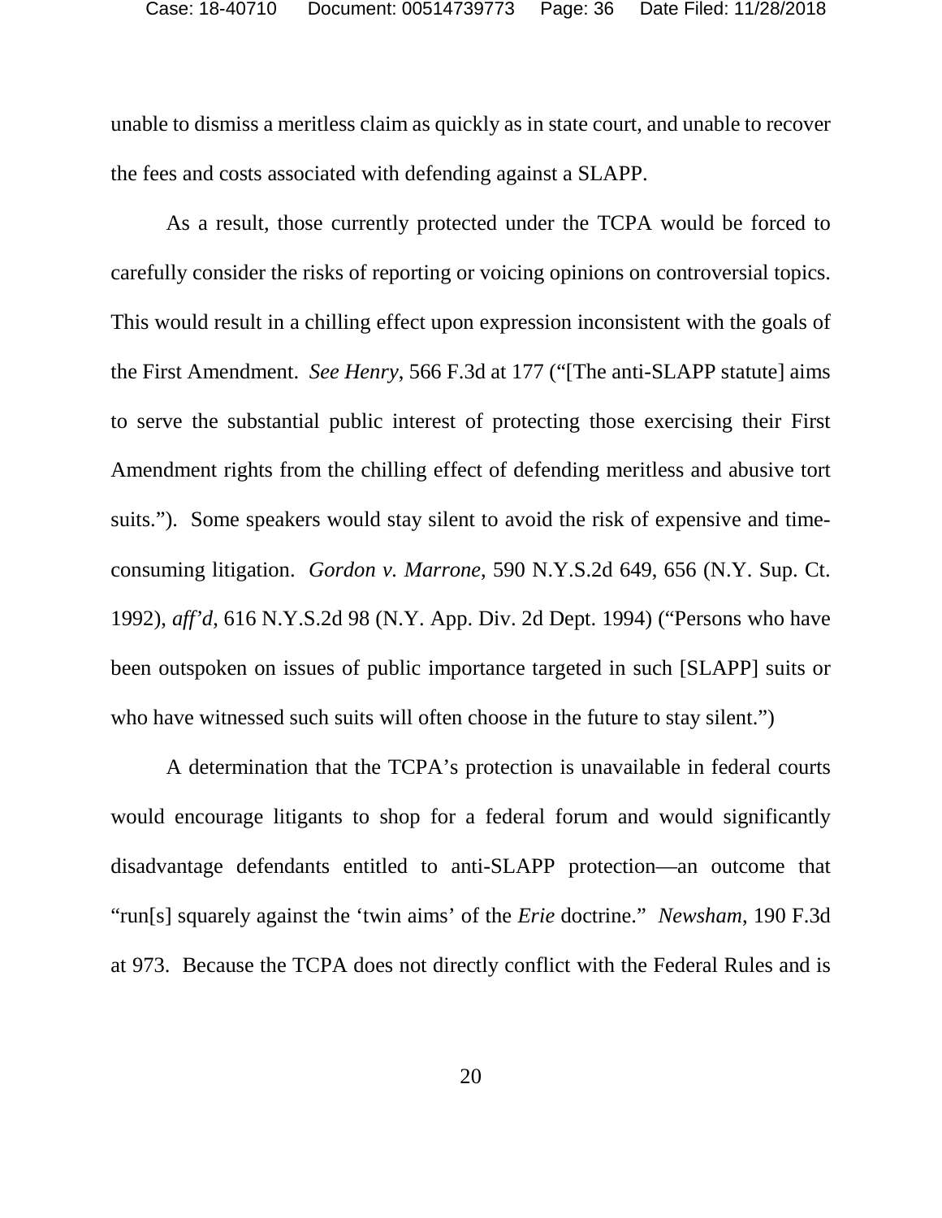unable to dismiss a meritless claim as quickly as in state court, and unable to recover the fees and costs associated with defending against a SLAPP.

As a result, those currently protected under the TCPA would be forced to carefully consider the risks of reporting or voicing opinions on controversial topics. This would result in a chilling effect upon expression inconsistent with the goals of the First Amendment. *See Henry*, 566 F.3d at 177 ("[The anti-SLAPP statute] aims to serve the substantial public interest of protecting those exercising their First Amendment rights from the chilling effect of defending meritless and abusive tort suits."). Some speakers would stay silent to avoid the risk of expensive and time-consuming litigation. *Gordon v. Marrone*, 590 N.Y.S.2d 649, 656 (N.Y. Sup. Ct. 1992), *aff'd*, 616 N.Y.S.2d 98 (N.Y. App. Div. 2d Dept. 1994) ("Persons who have been outspoken on issues of public importance targeted in such [SLAPP] suits or who have witnessed such suits will often choose in the future to stay silent.")

A determination that the TCPA's protection is unavailable in federal courts would encourage litigants to shop for a federal forum and would significantly disadvantage defendants entitled to anti-SLAPP protection—an outcome that "run[s] squarely against the 'twin aims' of the *Erie* doctrine." *Newsham*, 190 F.3d at 973. Because the TCPA does not directly conflict with the Federal Rules and is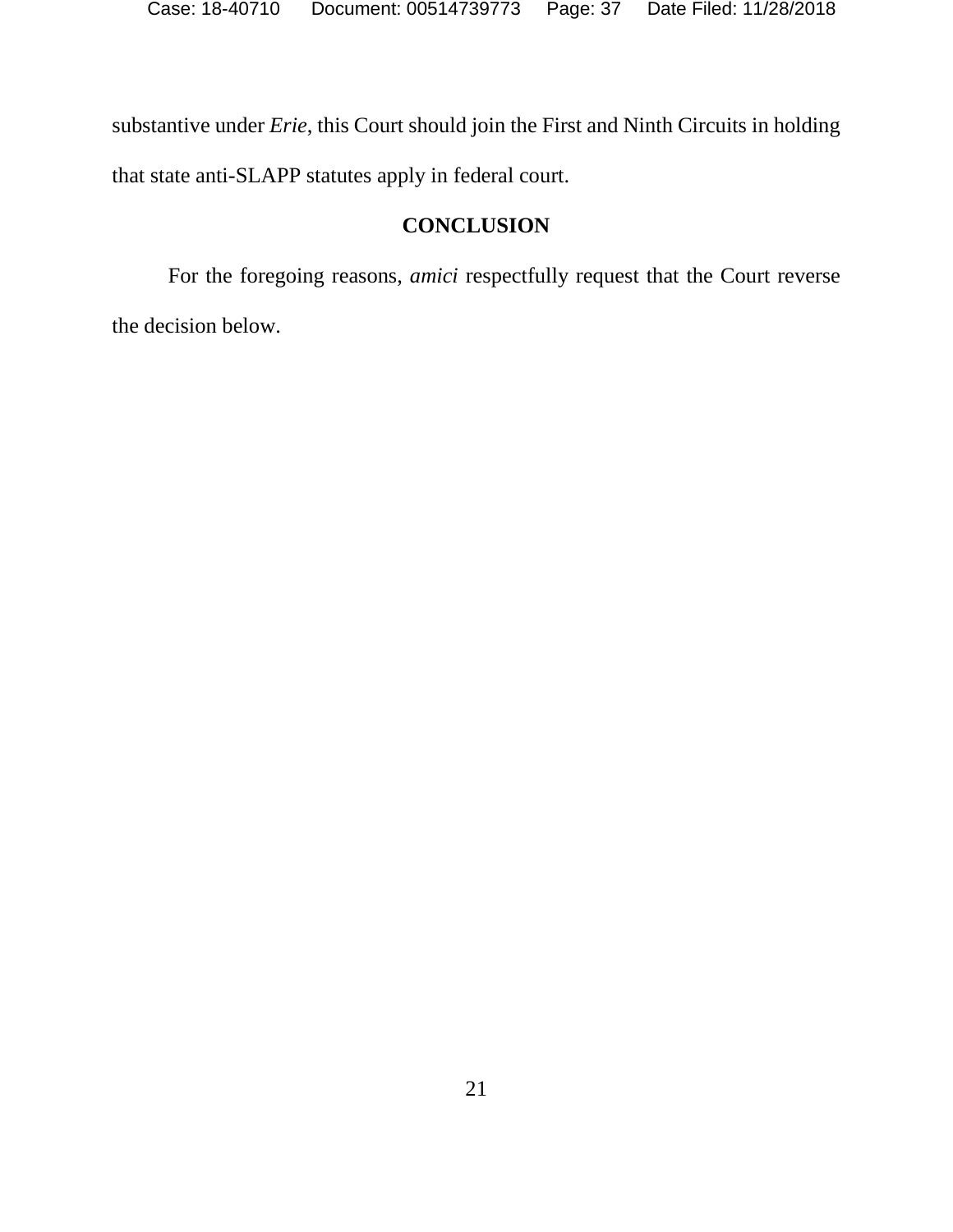substantive under *Erie*, this Court should join the First and Ninth Circuits in holding that state anti-SLAPP statutes apply in federal court.

## CONCLUSION

For the foregoing reasons, *amici* respectfully request that the Court reverse the decision below.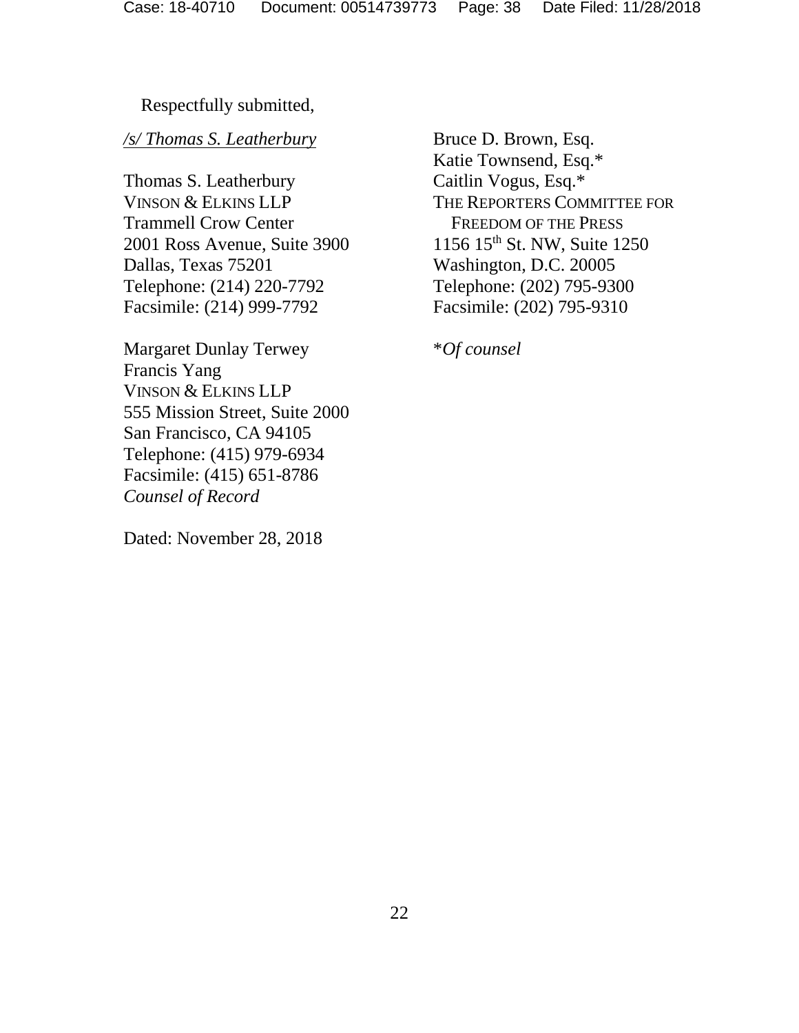Respectfully submitted,

*/s/ Thomas S. Leatherbury*

Thomas S. Leatherbury
VINSON & ELKINS LLP
Trammell Crow Center
2001 Ross Avenue, Suite 3900
Dallas, Texas 75201
Telephone: (214) 220-7792
Facsimile: (214) 999-7792

Margaret Dunlay Terwey
Francis Yang
VINSON & ELKINS LLP
555 Mission Street, Suite 2000
San Francisco, CA 94105
Telephone: (415) 979-6934
Facsimile: (415) 651-8786
*Counsel of Record*

Dated: November 28, 2018

Bruce D. Brown, Esq.
Katie Townsend, Esq.*
Caitlin Vogus, Esq.*
THE REPORTERS COMMITTEE FOR FREEDOM OF THE PRESS
1156 15th St. NW, Suite 1250
Washington, D.C. 20005
Telephone: (202) 795-9300
Facsimile: (202) 795-9310

**Of counsel*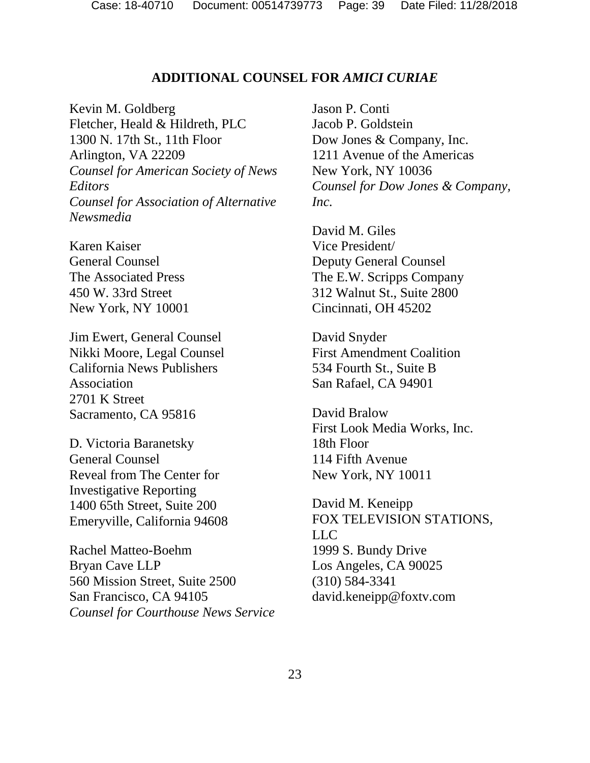## ADDITIONAL COUNSEL FOR *AMICI CURIAE*

Kevin M. Goldberg
Fletcher, Heald & Hildreth, PLC
1300 N. 17th St., 11th Floor
Arlington, VA 22209
*Counsel for American Society of News Editors*
*Counsel for Association of Alternative Newsmedia*

Karen Kaiser
General Counsel
The Associated Press
450 W. 33rd Street
New York, NY 10001

Jim Ewert, General Counsel
Nikki Moore, Legal Counsel
California News Publishers Association
2701 K Street
Sacramento, CA 95816

D. Victoria Baranetsky
General Counsel
Reveal from The Center for Investigative Reporting
1400 65th Street, Suite 200
Emeryville, California 94608

Rachel Matteo-Boehm
Bryan Cave LLP
560 Mission Street, Suite 2500
San Francisco, CA 94105
*Counsel for Courthouse News Service*

Jason P. Conti
Jacob P. Goldstein
Dow Jones & Company, Inc.
1211 Avenue of the Americas
New York, NY 10036
*Counsel for Dow Jones & Company, Inc.*

David M. Giles
Vice President/
Deputy General Counsel
The E.W. Scripps Company
312 Walnut St., Suite 2800
Cincinnati, OH 45202

David Snyder
First Amendment Coalition
534 Fourth St., Suite B
San Rafael, CA 94901

David Bralow
First Look Media Works, Inc.
18th Floor
114 Fifth Avenue
New York, NY 10011

David M. Keneipp
FOX TELEVISION STATIONS, LLC
1999 S. Bundy Drive
Los Angeles, CA 90025
(310) 584-3341
david.keneipp@foxtv.com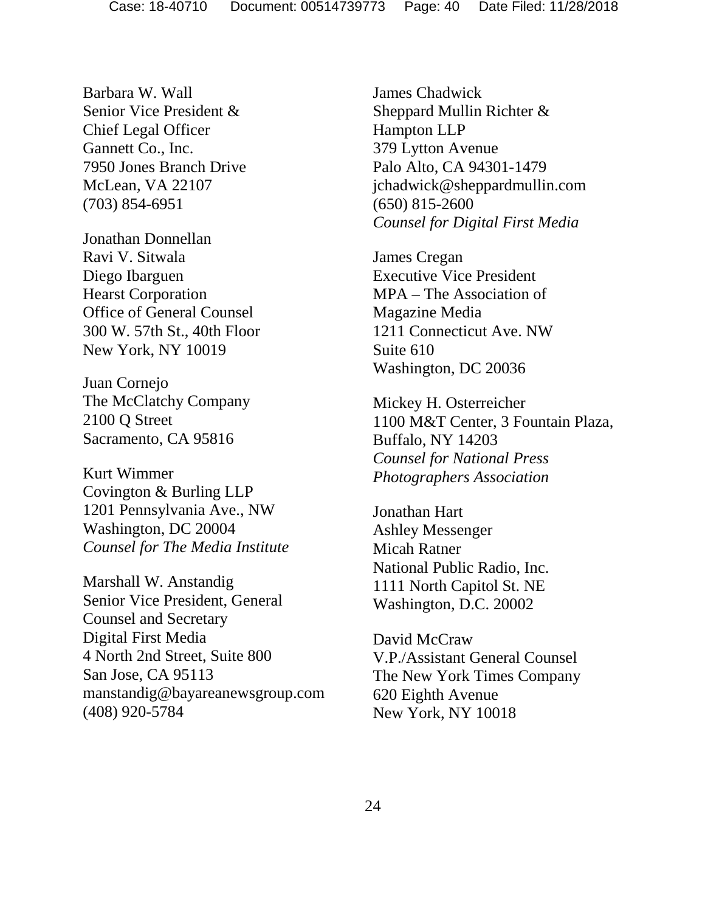Barbara W. Wall
Senior Vice President &
Chief Legal Officer
Gannett Co., Inc.
7950 Jones Branch Drive
McLean, VA 22107
(703) 854-6951

Jonathan Donnellan
Ravi V. Sitwala
Diego Ibarguen
Hearst Corporation
Office of General Counsel
300 W. 57th St., 40th Floor
New York, NY 10019

Juan Cornejo
The McClatchy Company
2100 Q Street
Sacramento, CA 95816

Kurt Wimmer
Covington & Burling LLP
1201 Pennsylvania Ave., NW
Washington, DC 20004
*Counsel for The Media Institute*

Marshall W. Anstandig
Senior Vice President, General
Counsel and Secretary
Digital First Media
4 North 2nd Street, Suite 800
San Jose, CA 95113
manstandig@bayareanewsgroup.com
(408) 920-5784

James Chadwick
Sheppard Mullin Richter &
Hampton LLP
379 Lytton Avenue
Palo Alto, CA 94301-1479
jchadwick@sheppardmullin.com
(650) 815-2600
*Counsel for Digital First Media*

James Cregan
Executive Vice President
MPA – The Association of
Magazine Media
1211 Connecticut Ave. NW
Suite 610
Washington, DC 20036

Mickey H. Osterreicher
1100 M&T Center, 3 Fountain Plaza,
Buffalo, NY 14203
*Counsel for National Press
Photographers Association*

Jonathan Hart
Ashley Messenger
Micah Ratner
National Public Radio, Inc.
1111 North Capitol St. NE
Washington, D.C. 20002

David McCraw
V.P./Assistant General Counsel
The New York Times Company
620 Eighth Avenue
New York, NY 10018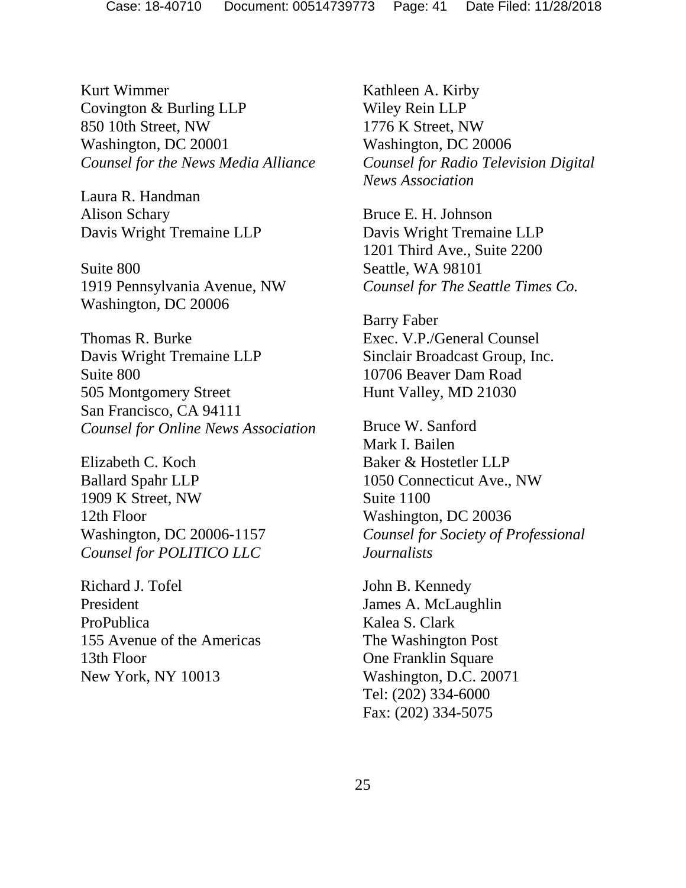Kurt Wimmer
Covington & Burling LLP
850 10th Street, NW
Washington, DC 20001
*Counsel for the News Media Alliance*

Laura R. Handman
Alison Schary
Davis Wright Tremaine LLP

Suite 800
1919 Pennsylvania Avenue, NW
Washington, DC 20006

Thomas R. Burke
Davis Wright Tremaine LLP
Suite 800
505 Montgomery Street
San Francisco, CA 94111
*Counsel for Online News Association*

Elizabeth C. Koch
Ballard Spahr LLP
1909 K Street, NW
12th Floor
Washington, DC 20006-1157
*Counsel for POLITICO LLC*

Richard J. Tofel
President
ProPublica
155 Avenue of the Americas
13th Floor
New York, NY 10013

Kathleen A. Kirby
Wiley Rein LLP
1776 K Street, NW
Washington, DC 20006
*Counsel for Radio Television Digital News Association*

Bruce E. H. Johnson
Davis Wright Tremaine LLP
1201 Third Ave., Suite 2200
Seattle, WA 98101
*Counsel for The Seattle Times Co.*

Barry Faber
Exec. V.P./General Counsel
Sinclair Broadcast Group, Inc.
10706 Beaver Dam Road
Hunt Valley, MD 21030

Bruce W. Sanford
Mark I. Bailen
Baker & Hostetler LLP
1050 Connecticut Ave., NW
Suite 1100
Washington, DC 20036
*Counsel for Society of Professional Journalists*

John B. Kennedy
James A. McLaughlin
Kalea S. Clark
The Washington Post
One Franklin Square
Washington, D.C. 20071
Tel: (202) 334-6000
Fax: (202) 334-5075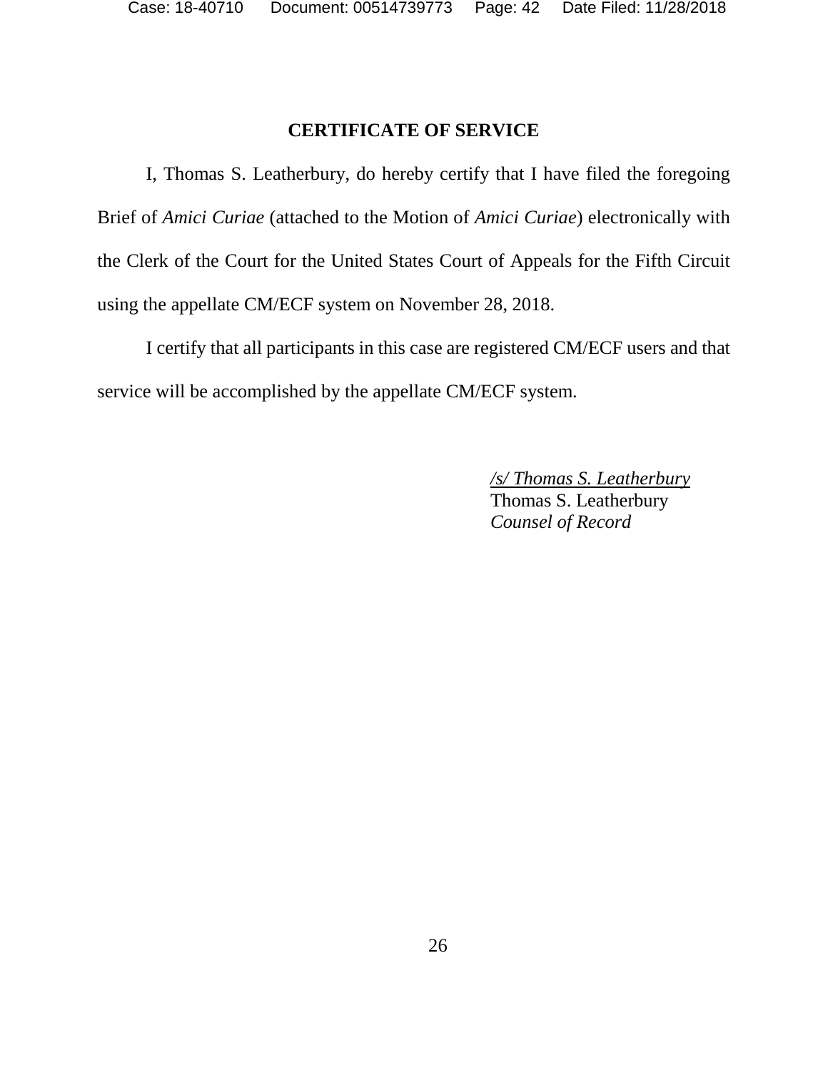## CERTIFICATE OF SERVICE

I, Thomas S. Leatherbury, do hereby certify that I have filed the foregoing Brief of *Amici Curiae* (attached to the Motion of *Amici Curiae*) electronically with the Clerk of the Court for the United States Court of Appeals for the Fifth Circuit using the appellate CM/ECF system on November 28, 2018.

I certify that all participants in this case are registered CM/ECF users and that service will be accomplished by the appellate CM/ECF system.

*/s/ Thomas S. Leatherbury*
Thomas S. Leatherbury
*Counsel of Record*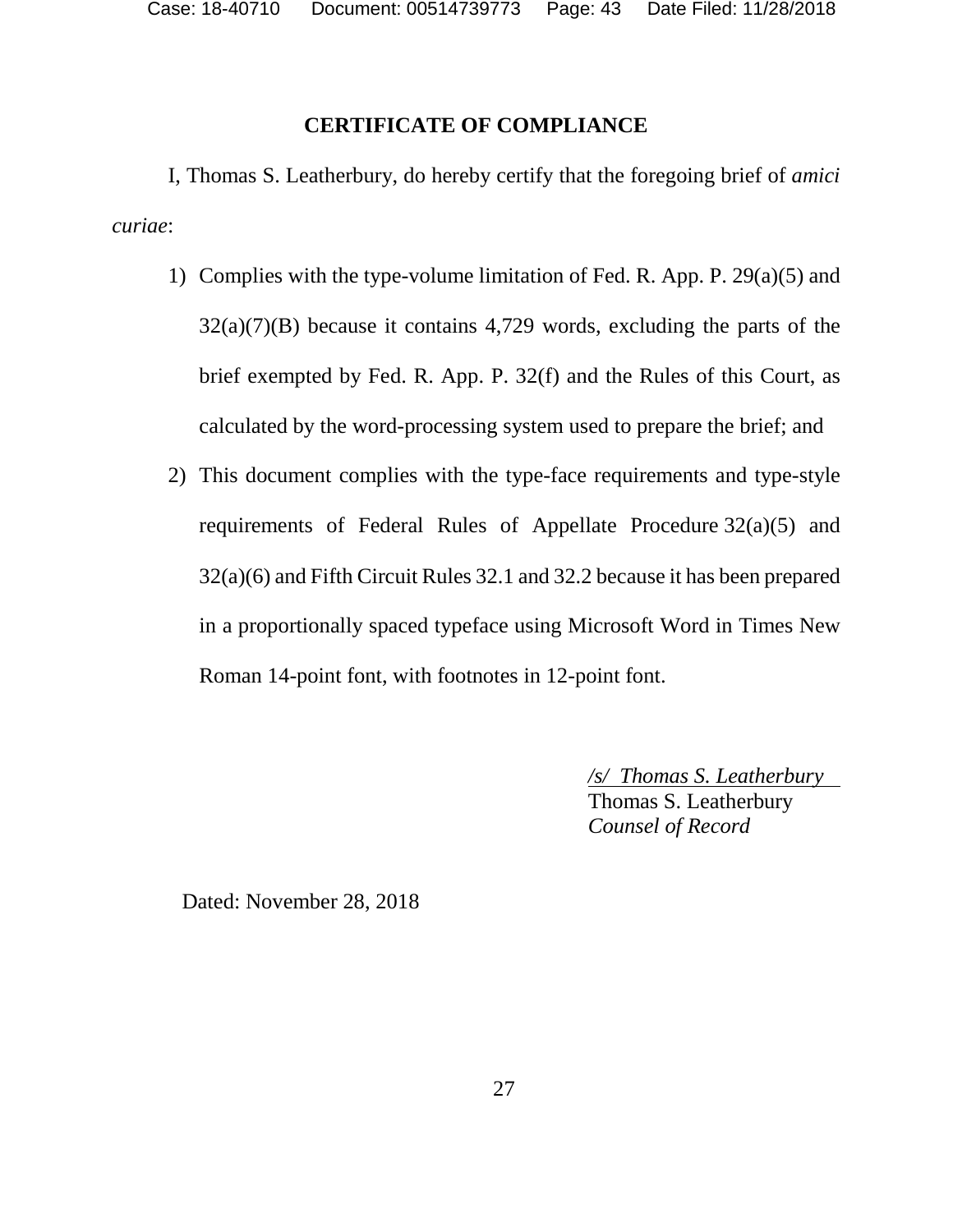**CERTIFICATE OF COMPLIANCE**

I, Thomas S. Leatherbury, do hereby certify that the foregoing brief of *amici curiae*:

1) Complies with the type-volume limitation of Fed. R. App. P. 29(a)(5) and 32(a)(7)(B) because it contains 4,729 words, excluding the parts of the brief exempted by Fed. R. App. P. 32(f) and the Rules of this Court, as calculated by the word-processing system used to prepare the brief; and
2) This document complies with the type-face requirements and type-style requirements of Federal Rules of Appellate Procedure 32(a)(5) and 32(a)(6) and Fifth Circuit Rules 32.1 and 32.2 because it has been prepared in a proportionally spaced typeface using Microsoft Word in Times New Roman 14-point font, with footnotes in 12-point font.

*/s/ Thomas S. Leatherbury*
Thomas S. Leatherbury
*Counsel of Record*

Dated: November 28, 2018